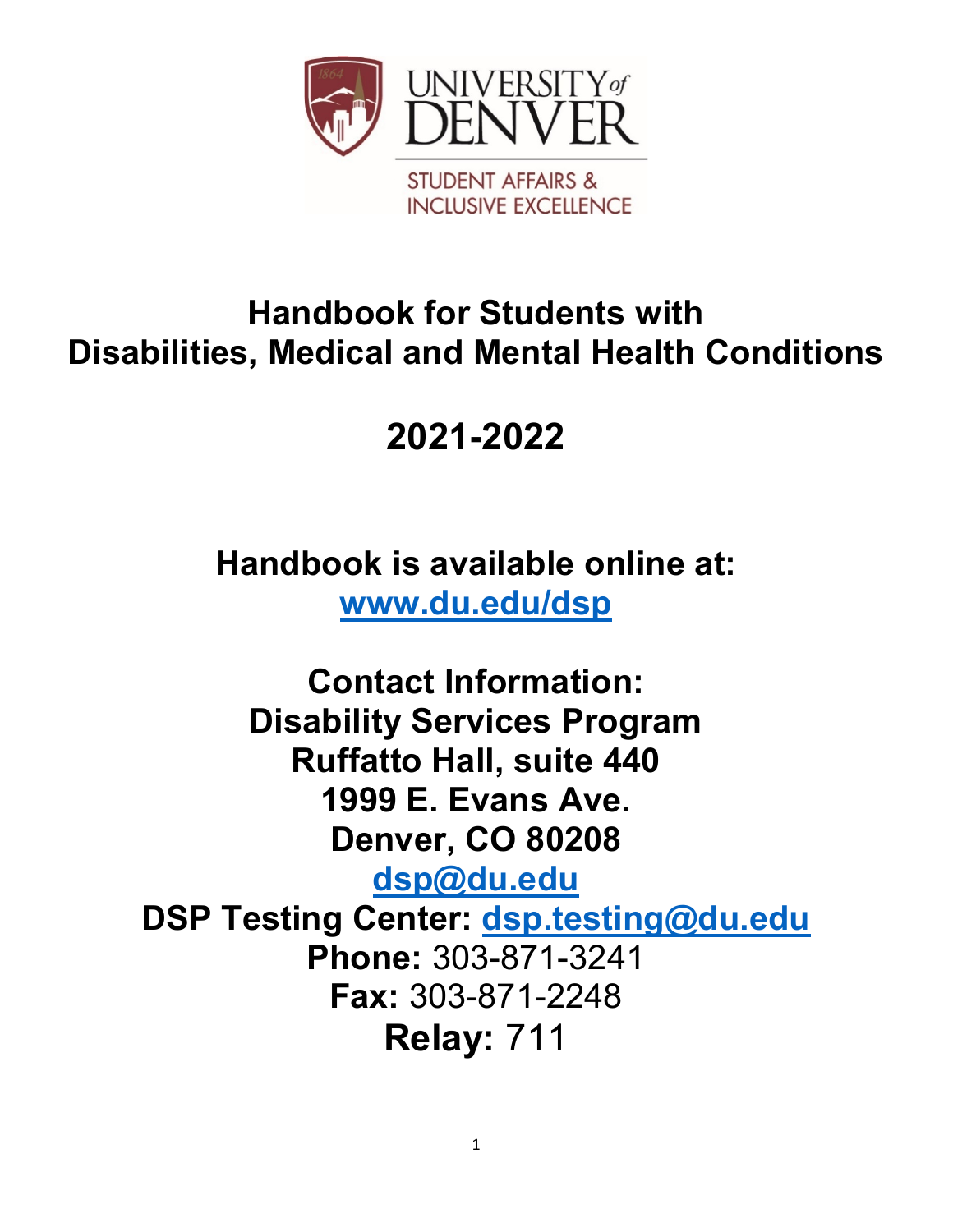UNIVERSITY of DENVER

STUDENT AFFAIRS & INCLUSIVE EXCELLENCE

# Handbook for Students with Disabilities, Medical and Mental Health Conditions

# 2021-2022

**Handbook is available online at:**
**www.du.edu/dsp**

**Contact Information:**
**Disability Services Program**
**Ruffatto Hall, suite 440**
**1999 E. Evans Ave.**
**Denver, CO 80208**
**dsp@du.edu**
**DSP Testing Center: dsp.testing@du.edu**
**Phone:** 303-871-3241
**Fax:** 303-871-2248
**Relay:** 711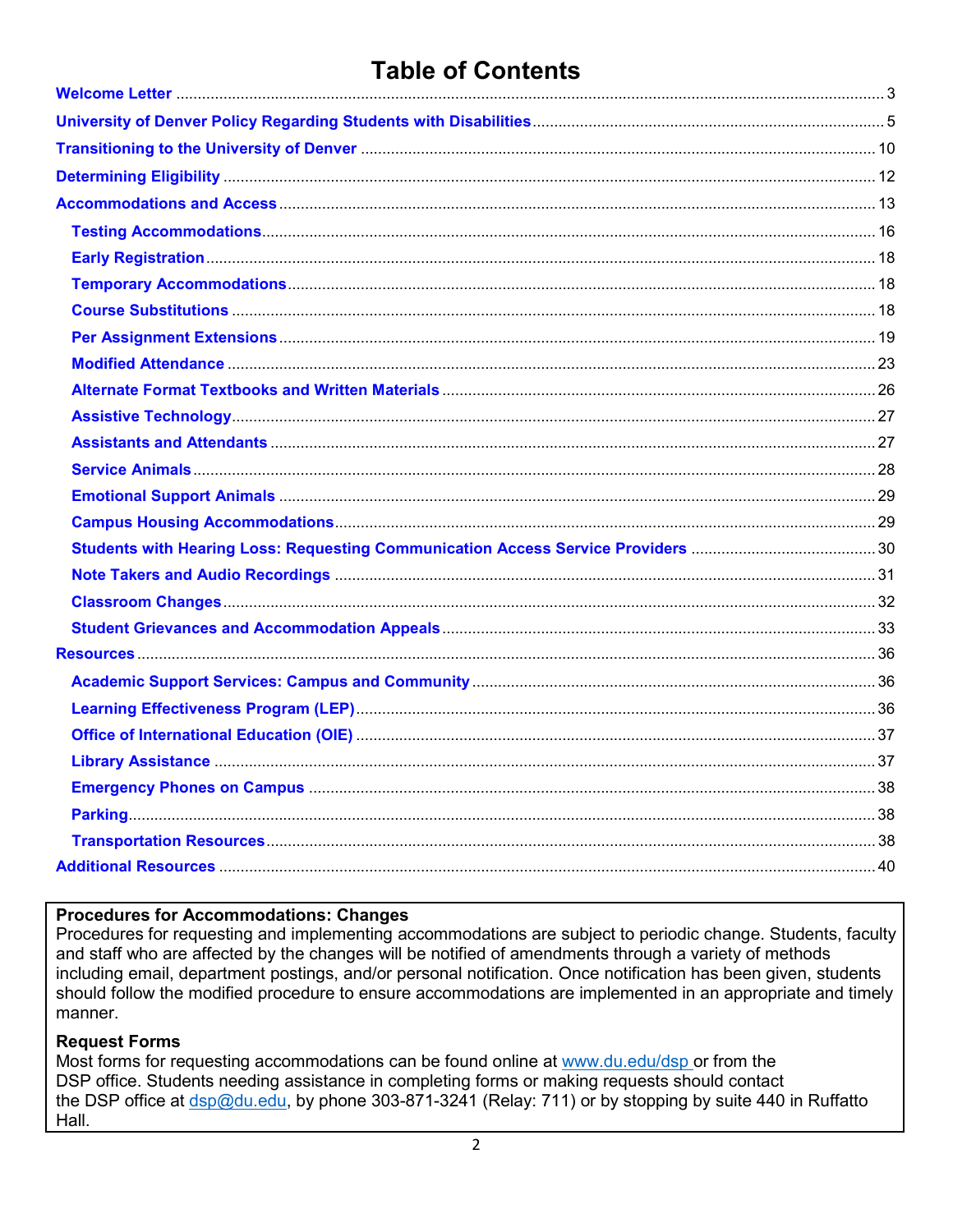# Table of Contents

- Welcome Letter ..... 3
- University of Denver Policy Regarding Students with Disabilities ..... 5
- Transitioning to the University of Denver ..... 10
- Determining Eligibility ..... 12
- Accommodations and Access ..... 13
  - Testing Accommodations ..... 16
  - Early Registration ..... 18
  - Temporary Accommodations ..... 18
  - Course Substitutions ..... 18
  - Per Assignment Extensions ..... 19
  - Modified Attendance ..... 23
  - Alternate Format Textbooks and Written Materials ..... 26
  - Assistive Technology ..... 27
  - Assistants and Attendants ..... 27
  - Service Animals ..... 28
  - Emotional Support Animals ..... 29
  - Campus Housing Accommodations ..... 29
  - Students with Hearing Loss: Requesting Communication Access Service Providers ..... 30
  - Note Takers and Audio Recordings ..... 31
  - Classroom Changes ..... 32
  - Student Grievances and Accommodation Appeals ..... 33
- Resources ..... 36
  - Academic Support Services: Campus and Community ..... 36
  - Learning Effectiveness Program (LEP) ..... 36
  - Office of International Education (OIE) ..... 37
  - Library Assistance ..... 37
  - Emergency Phones on Campus ..... 38
  - Parking ..... 38
  - Transportation Resources ..... 38
- Additional Resources ..... 40

**Procedures for Accommodations: Changes**
Procedures for requesting and implementing accommodations are subject to periodic change. Students, faculty and staff who are affected by the changes will be notified of amendments through a variety of methods including email, department postings, and/or personal notification. Once notification has been given, students should follow the modified procedure to ensure accommodations are implemented in an appropriate and timely manner.

**Request Forms**
Most forms for requesting accommodations can be found online at www.du.edu/dsp or from the DSP office. Students needing assistance in completing forms or making requests should contact the DSP office at dsp@du.edu, by phone 303-871-3241 (Relay: 711) or by stopping by suite 440 in Ruffatto Hall.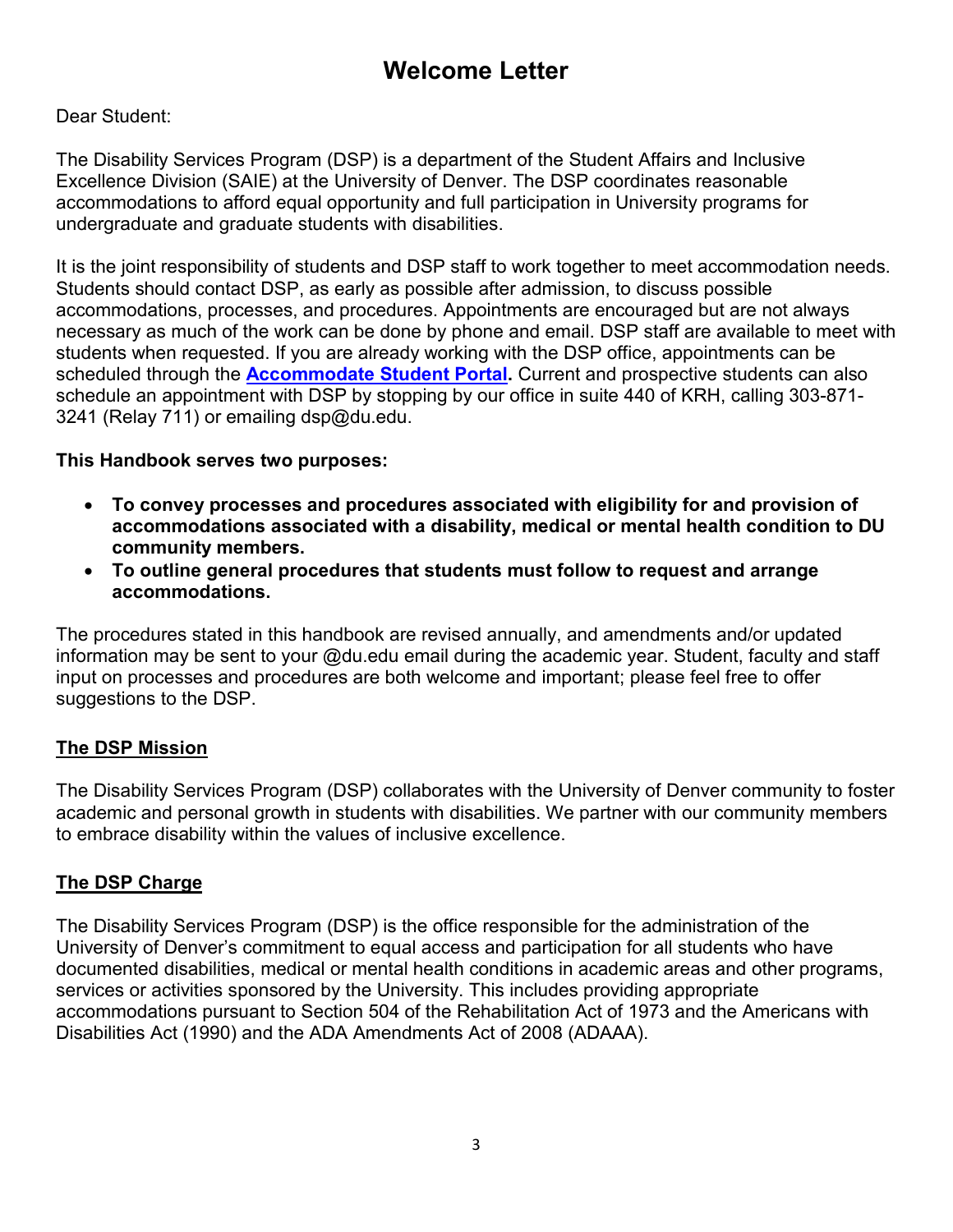# Welcome Letter

Dear Student:

The Disability Services Program (DSP) is a department of the Student Affairs and Inclusive Excellence Division (SAIE) at the University of Denver. The DSP coordinates reasonable accommodations to afford equal opportunity and full participation in University programs for undergraduate and graduate students with disabilities.

It is the joint responsibility of students and DSP staff to work together to meet accommodation needs. Students should contact DSP, as early as possible after admission, to discuss possible accommodations, processes, and procedures. Appointments are encouraged but are not always necessary as much of the work can be done by phone and email. DSP staff are available to meet with students when requested. If you are already working with the DSP office, appointments can be scheduled through the **Accommodate Student Portal.** Current and prospective students can also schedule an appointment with DSP by stopping by our office in suite 440 of KRH, calling 303-871-3241 (Relay 711) or emailing dsp@du.edu.

**This Handbook serves two purposes:**

- **To convey processes and procedures associated with eligibility for and provision of accommodations associated with a disability, medical or mental health condition to DU community members.**
- **To outline general procedures that students must follow to request and arrange accommodations.**

The procedures stated in this handbook are revised annually, and amendments and/or updated information may be sent to your @du.edu email during the academic year. Student, faculty and staff input on processes and procedures are both welcome and important; please feel free to offer suggestions to the DSP.

## The DSP Mission

The Disability Services Program (DSP) collaborates with the University of Denver community to foster academic and personal growth in students with disabilities. We partner with our community members to embrace disability within the values of inclusive excellence.

## The DSP Charge

The Disability Services Program (DSP) is the office responsible for the administration of the University of Denver's commitment to equal access and participation for all students who have documented disabilities, medical or mental health conditions in academic areas and other programs, services or activities sponsored by the University. This includes providing appropriate accommodations pursuant to Section 504 of the Rehabilitation Act of 1973 and the Americans with Disabilities Act (1990) and the ADA Amendments Act of 2008 (ADAAA).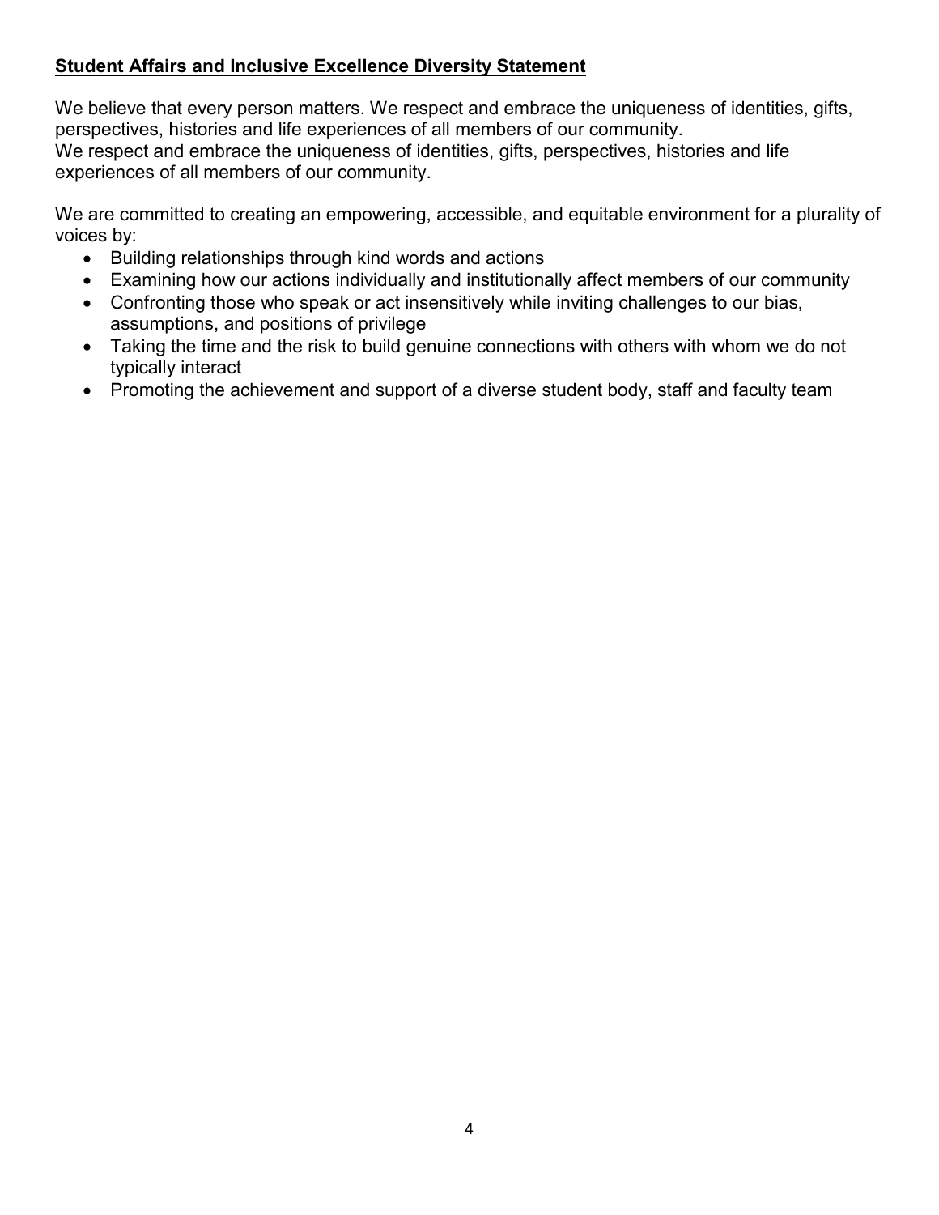**Student Affairs and Inclusive Excellence Diversity Statement**

We believe that every person matters. We respect and embrace the uniqueness of identities, gifts, perspectives, histories and life experiences of all members of our community.
We respect and embrace the uniqueness of identities, gifts, perspectives, histories and life experiences of all members of our community.

We are committed to creating an empowering, accessible, and equitable environment for a plurality of voices by:

- Building relationships through kind words and actions
- Examining how our actions individually and institutionally affect members of our community
- Confronting those who speak or act insensitively while inviting challenges to our bias, assumptions, and positions of privilege
- Taking the time and the risk to build genuine connections with others with whom we do not typically interact
- Promoting the achievement and support of a diverse student body, staff and faculty team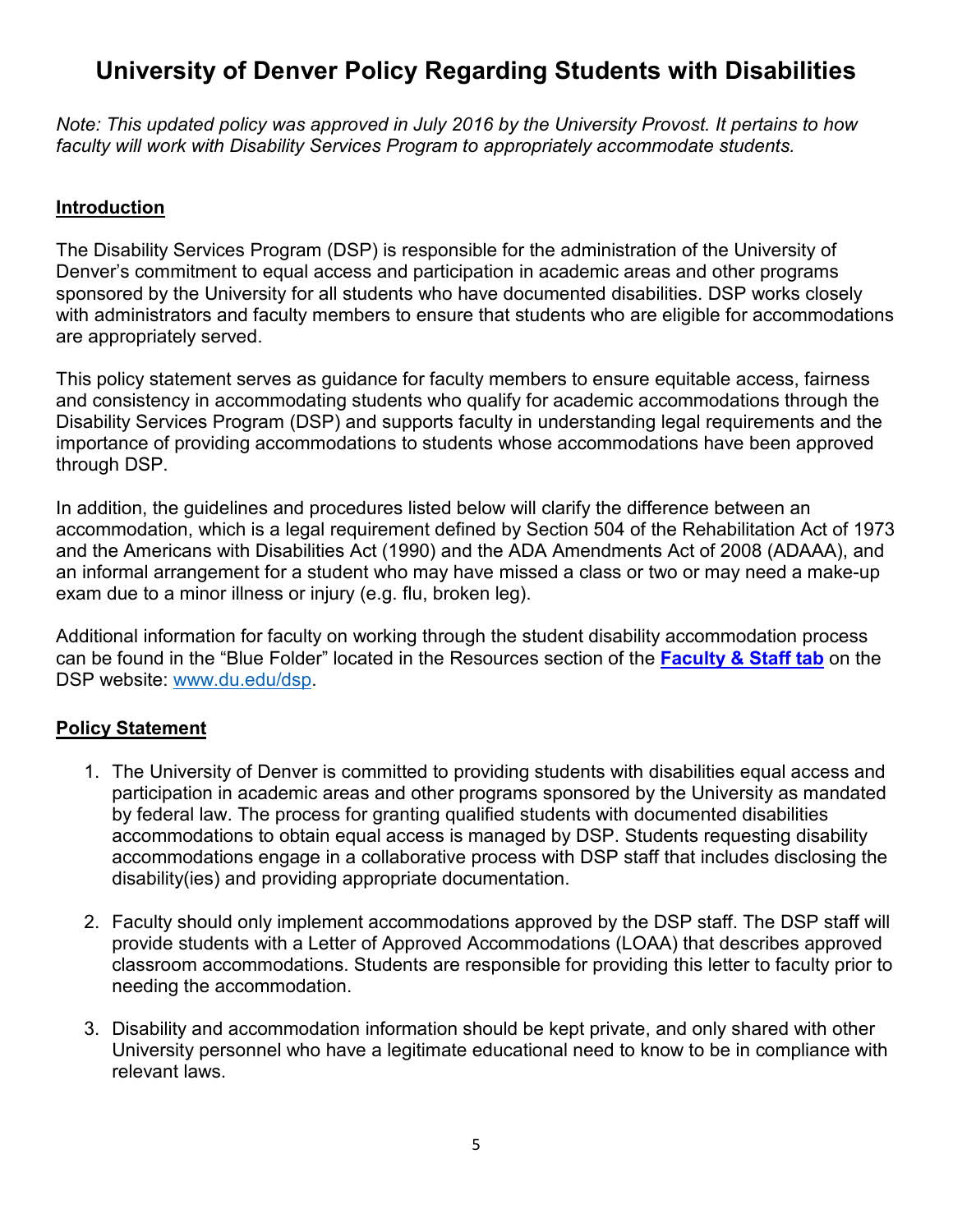# University of Denver Policy Regarding Students with Disabilities

*Note: This updated policy was approved in July 2016 by the University Provost. It pertains to how faculty will work with Disability Services Program to appropriately accommodate students.*

## Introduction

The Disability Services Program (DSP) is responsible for the administration of the University of Denver's commitment to equal access and participation in academic areas and other programs sponsored by the University for all students who have documented disabilities. DSP works closely with administrators and faculty members to ensure that students who are eligible for accommodations are appropriately served.

This policy statement serves as guidance for faculty members to ensure equitable access, fairness and consistency in accommodating students who qualify for academic accommodations through the Disability Services Program (DSP) and supports faculty in understanding legal requirements and the importance of providing accommodations to students whose accommodations have been approved through DSP.

In addition, the guidelines and procedures listed below will clarify the difference between an accommodation, which is a legal requirement defined by Section 504 of the Rehabilitation Act of 1973 and the Americans with Disabilities Act (1990) and the ADA Amendments Act of 2008 (ADAAA), and an informal arrangement for a student who may have missed a class or two or may need a make-up exam due to a minor illness or injury (e.g. flu, broken leg).

Additional information for faculty on working through the student disability accommodation process can be found in the "Blue Folder" located in the Resources section of the **Faculty & Staff tab** on the DSP website: www.du.edu/dsp.

## Policy Statement

1. The University of Denver is committed to providing students with disabilities equal access and participation in academic areas and other programs sponsored by the University as mandated by federal law. The process for granting qualified students with documented disabilities accommodations to obtain equal access is managed by DSP. Students requesting disability accommodations engage in a collaborative process with DSP staff that includes disclosing the disability(ies) and providing appropriate documentation.

2. Faculty should only implement accommodations approved by the DSP staff. The DSP staff will provide students with a Letter of Approved Accommodations (LOAA) that describes approved classroom accommodations. Students are responsible for providing this letter to faculty prior to needing the accommodation.

3. Disability and accommodation information should be kept private, and only shared with other University personnel who have a legitimate educational need to know to be in compliance with relevant laws.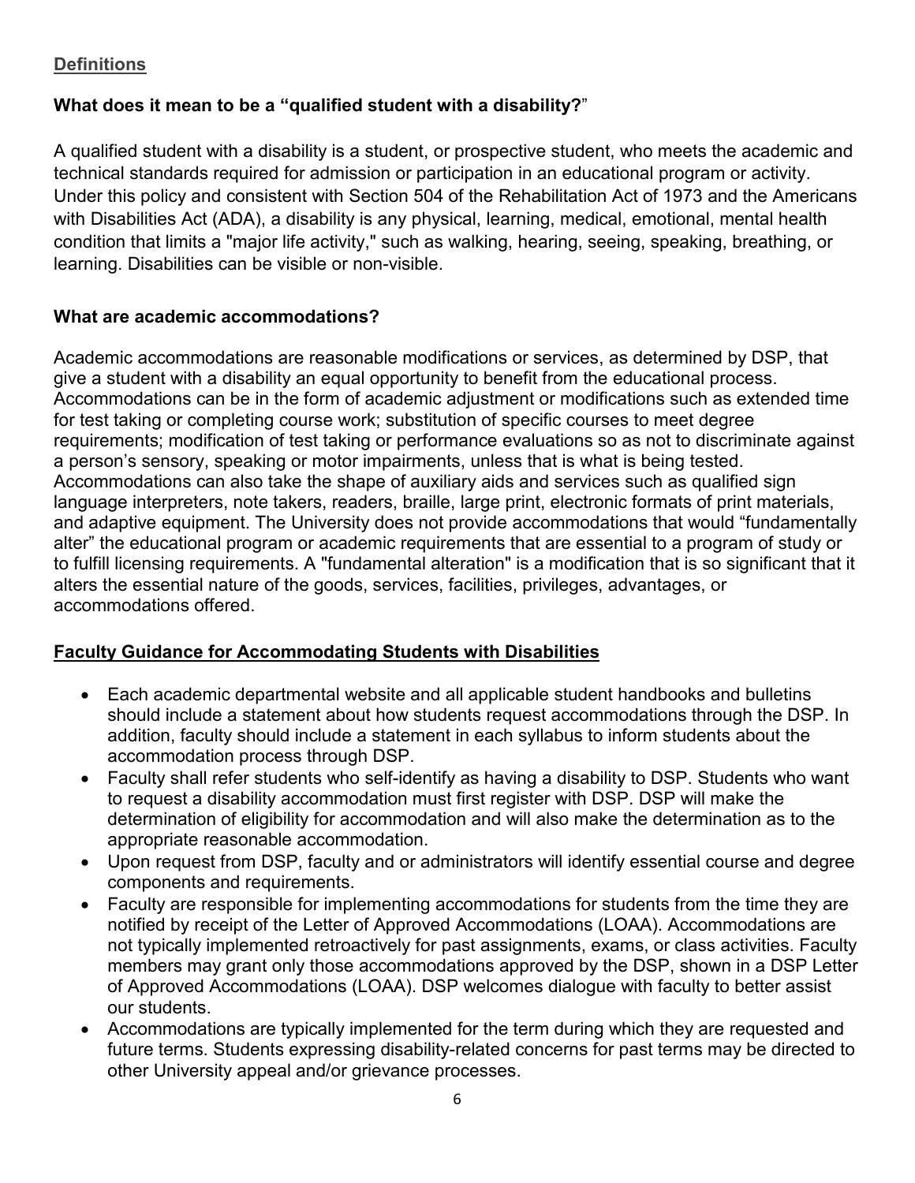## Definitions

### What does it mean to be a "qualified student with a disability?"

A qualified student with a disability is a student, or prospective student, who meets the academic and technical standards required for admission or participation in an educational program or activity. Under this policy and consistent with Section 504 of the Rehabilitation Act of 1973 and the Americans with Disabilities Act (ADA), a disability is any physical, learning, medical, emotional, mental health condition that limits a "major life activity," such as walking, hearing, seeing, speaking, breathing, or learning. Disabilities can be visible or non-visible.

### What are academic accommodations?

Academic accommodations are reasonable modifications or services, as determined by DSP, that give a student with a disability an equal opportunity to benefit from the educational process. Accommodations can be in the form of academic adjustment or modifications such as extended time for test taking or completing course work; substitution of specific courses to meet degree requirements; modification of test taking or performance evaluations so as not to discriminate against a person's sensory, speaking or motor impairments, unless that is what is being tested. Accommodations can also take the shape of auxiliary aids and services such as qualified sign language interpreters, note takers, readers, braille, large print, electronic formats of print materials, and adaptive equipment. The University does not provide accommodations that would "fundamentally alter" the educational program or academic requirements that are essential to a program of study or to fulfill licensing requirements. A "fundamental alteration" is a modification that is so significant that it alters the essential nature of the goods, services, facilities, privileges, advantages, or accommodations offered.

## Faculty Guidance for Accommodating Students with Disabilities

- Each academic departmental website and all applicable student handbooks and bulletins should include a statement about how students request accommodations through the DSP. In addition, faculty should include a statement in each syllabus to inform students about the accommodation process through DSP.
- Faculty shall refer students who self-identify as having a disability to DSP. Students who want to request a disability accommodation must first register with DSP. DSP will make the determination of eligibility for accommodation and will also make the determination as to the appropriate reasonable accommodation.
- Upon request from DSP, faculty and or administrators will identify essential course and degree components and requirements.
- Faculty are responsible for implementing accommodations for students from the time they are notified by receipt of the Letter of Approved Accommodations (LOAA). Accommodations are not typically implemented retroactively for past assignments, exams, or class activities. Faculty members may grant only those accommodations approved by the DSP, shown in a DSP Letter of Approved Accommodations (LOAA). DSP welcomes dialogue with faculty to better assist our students.
- Accommodations are typically implemented for the term during which they are requested and future terms. Students expressing disability-related concerns for past terms may be directed to other University appeal and/or grievance processes.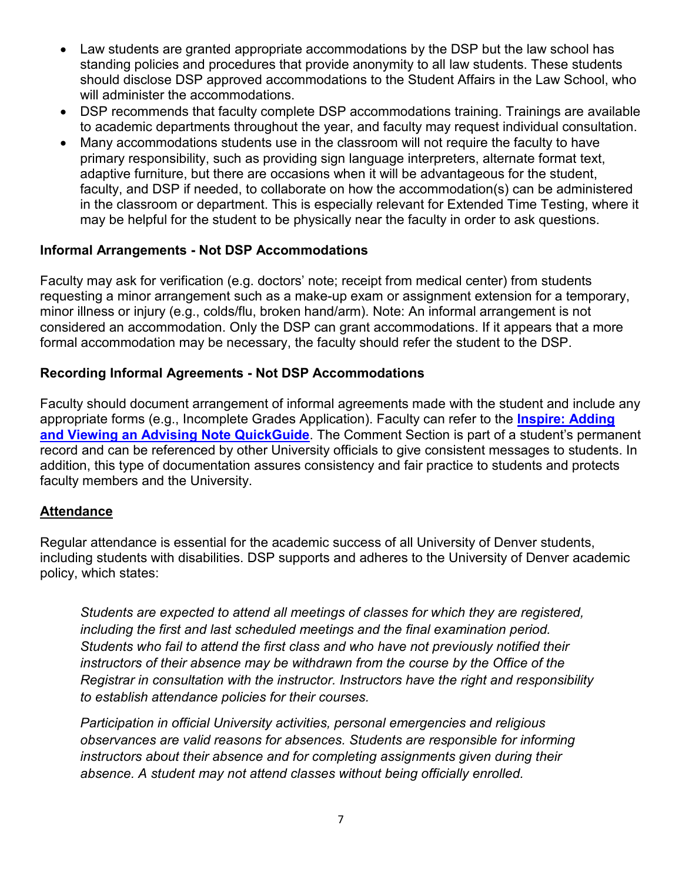- Law students are granted appropriate accommodations by the DSP but the law school has standing policies and procedures that provide anonymity to all law students. These students should disclose DSP approved accommodations to the Student Affairs in the Law School, who will administer the accommodations.
- DSP recommends that faculty complete DSP accommodations training. Trainings are available to academic departments throughout the year, and faculty may request individual consultation.
- Many accommodations students use in the classroom will not require the faculty to have primary responsibility, such as providing sign language interpreters, alternate format text, adaptive furniture, but there are occasions when it will be advantageous for the student, faculty, and DSP if needed, to collaborate on how the accommodation(s) can be administered in the classroom or department. This is especially relevant for Extended Time Testing, where it may be helpful for the student to be physically near the faculty in order to ask questions.

**Informal Arrangements - Not DSP Accommodations**

Faculty may ask for verification (e.g. doctors' note; receipt from medical center) from students requesting a minor arrangement such as a make-up exam or assignment extension for a temporary, minor illness or injury (e.g., colds/flu, broken hand/arm). Note: An informal arrangement is not considered an accommodation. Only the DSP can grant accommodations. If it appears that a more formal accommodation may be necessary, the faculty should refer the student to the DSP.

**Recording Informal Agreements - Not DSP Accommodations**

Faculty should document arrangement of informal agreements made with the student and include any appropriate forms (e.g., Incomplete Grades Application). Faculty can refer to the **Inspire: Adding and Viewing an Advising Note QuickGuide**. The Comment Section is part of a student's permanent record and can be referenced by other University officials to give consistent messages to students. In addition, this type of documentation assures consistency and fair practice to students and protects faculty members and the University.

**Attendance**

Regular attendance is essential for the academic success of all University of Denver students, including students with disabilities. DSP supports and adheres to the University of Denver academic policy, which states:

> *Students are expected to attend all meetings of classes for which they are registered, including the first and last scheduled meetings and the final examination period. Students who fail to attend the first class and who have not previously notified their instructors of their absence may be withdrawn from the course by the Office of the Registrar in consultation with the instructor. Instructors have the right and responsibility to establish attendance policies for their courses.*
>
> *Participation in official University activities, personal emergencies and religious observances are valid reasons for absences. Students are responsible for informing instructors about their absence and for completing assignments given during their absence. A student may not attend classes without being officially enrolled.*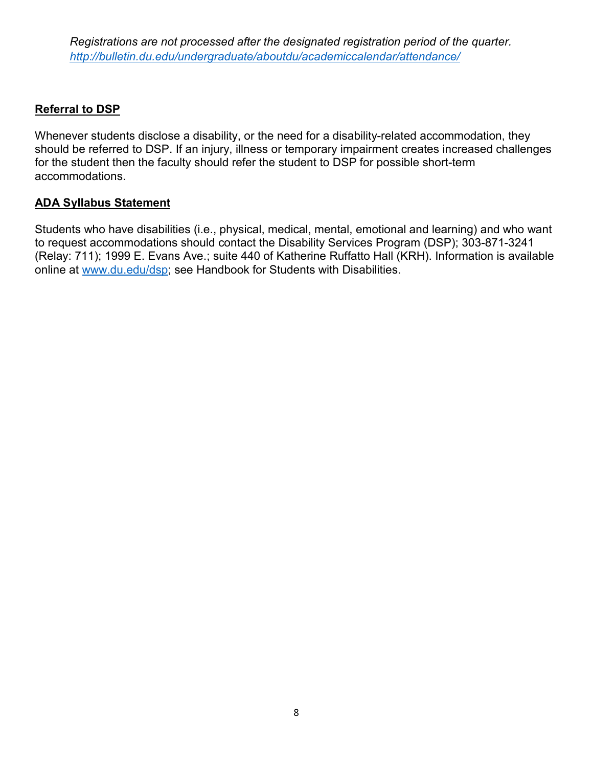*Registrations are not processed after the designated registration period of the quarter.*
*http://bulletin.du.edu/undergraduate/aboutdu/academiccalendar/attendance/*

## Referral to DSP

Whenever students disclose a disability, or the need for a disability-related accommodation, they should be referred to DSP. If an injury, illness or temporary impairment creates increased challenges for the student then the faculty should refer the student to DSP for possible short-term accommodations.

## ADA Syllabus Statement

Students who have disabilities (i.e., physical, medical, mental, emotional and learning) and who want to request accommodations should contact the Disability Services Program (DSP); 303-871-3241 (Relay: 711); 1999 E. Evans Ave.; suite 440 of Katherine Ruffatto Hall (KRH). Information is available online at www.du.edu/dsp; see Handbook for Students with Disabilities.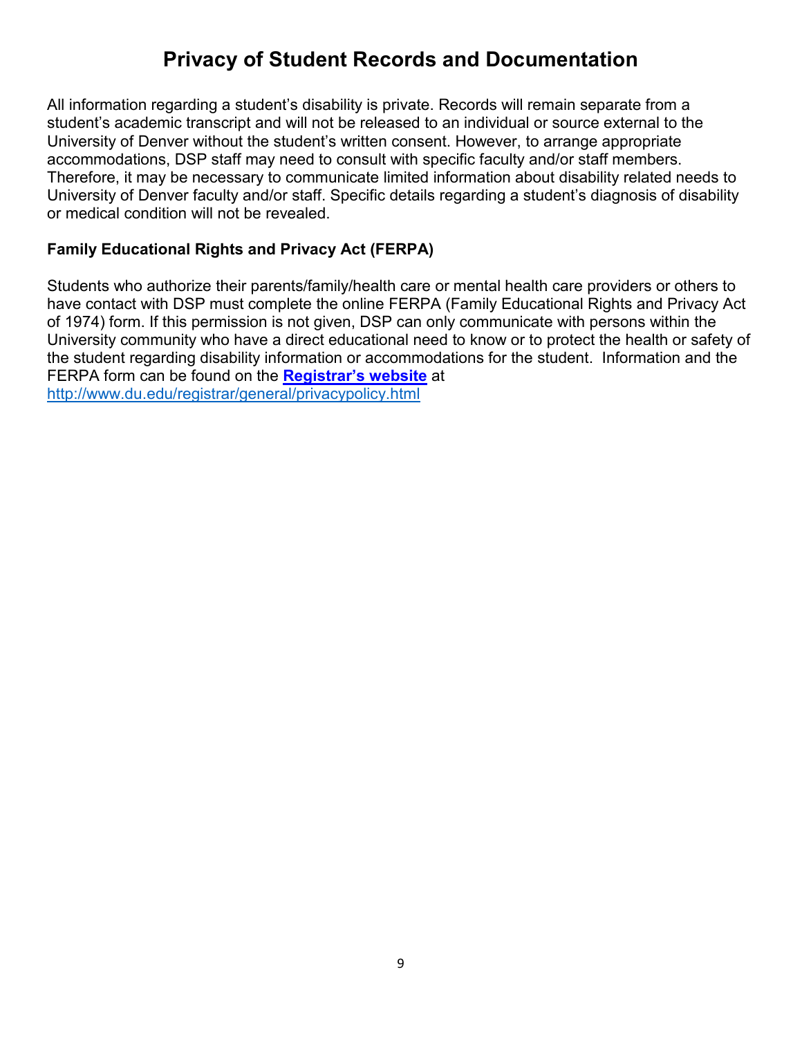# Privacy of Student Records and Documentation

All information regarding a student's disability is private. Records will remain separate from a student's academic transcript and will not be released to an individual or source external to the University of Denver without the student's written consent. However, to arrange appropriate accommodations, DSP staff may need to consult with specific faculty and/or staff members. Therefore, it may be necessary to communicate limited information about disability related needs to University of Denver faculty and/or staff. Specific details regarding a student's diagnosis of disability or medical condition will not be revealed.

**Family Educational Rights and Privacy Act (FERPA)**

Students who authorize their parents/family/health care or mental health care providers or others to have contact with DSP must complete the online FERPA (Family Educational Rights and Privacy Act of 1974) form. If this permission is not given, DSP can only communicate with persons within the University community who have a direct educational need to know or to protect the health or safety of the student regarding disability information or accommodations for the student. Information and the FERPA form can be found on the **[Registrar's website](http://www.du.edu/registrar/general/privacypolicy.html)** at [http://www.du.edu/registrar/general/privacypolicy.html](http://www.du.edu/registrar/general/privacypolicy.html)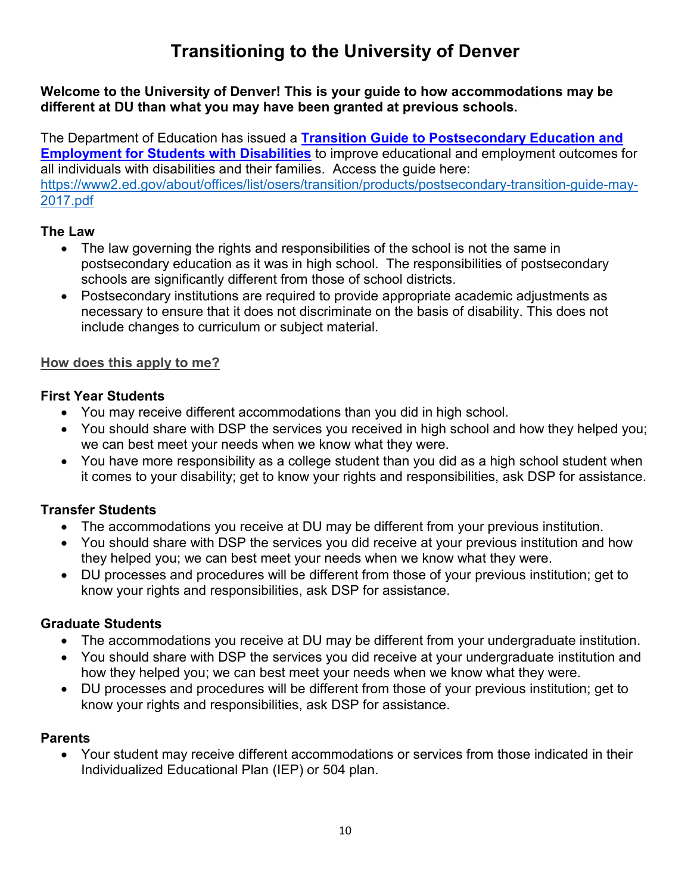# Transitioning to the University of Denver

**Welcome to the University of Denver! This is your guide to how accommodations may be different at DU than what you may have been granted at previous schools.**

The Department of Education has issued a **[Transition Guide to Postsecondary Education and Employment for Students with Disabilities](https://www2.ed.gov/about/offices/list/osers/transition/products/postsecondary-transition-guide-may-2017.pdf)** to improve educational and employment outcomes for all individuals with disabilities and their families. Access the guide here: [https://www2.ed.gov/about/offices/list/osers/transition/products/postsecondary-transition-guide-may-2017.pdf](https://www2.ed.gov/about/offices/list/osers/transition/products/postsecondary-transition-guide-may-2017.pdf)

### The Law

- The law governing the rights and responsibilities of the school is not the same in postsecondary education as it was in high school. The responsibilities of postsecondary schools are significantly different from those of school districts.
- Postsecondary institutions are required to provide appropriate academic adjustments as necessary to ensure that it does not discriminate on the basis of disability. This does not include changes to curriculum or subject material.

## How does this apply to me?

### First Year Students

- You may receive different accommodations than you did in high school.
- You should share with DSP the services you received in high school and how they helped you; we can best meet your needs when we know what they were.
- You have more responsibility as a college student than you did as a high school student when it comes to your disability; get to know your rights and responsibilities, ask DSP for assistance.

### Transfer Students

- The accommodations you receive at DU may be different from your previous institution.
- You should share with DSP the services you did receive at your previous institution and how they helped you; we can best meet your needs when we know what they were.
- DU processes and procedures will be different from those of your previous institution; get to know your rights and responsibilities, ask DSP for assistance.

### Graduate Students

- The accommodations you receive at DU may be different from your undergraduate institution.
- You should share with DSP the services you did receive at your undergraduate institution and how they helped you; we can best meet your needs when we know what they were.
- DU processes and procedures will be different from those of your previous institution; get to know your rights and responsibilities, ask DSP for assistance.

### Parents

- Your student may receive different accommodations or services from those indicated in their Individualized Educational Plan (IEP) or 504 plan.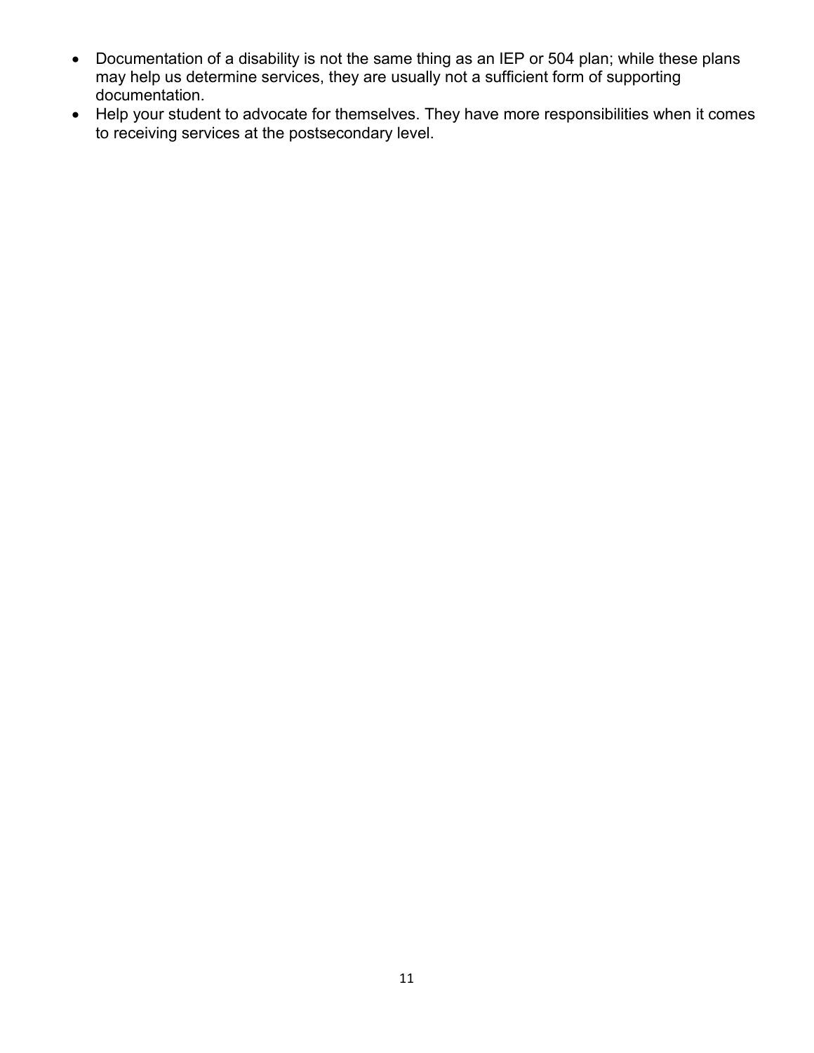- Documentation of a disability is not the same thing as an IEP or 504 plan; while these plans may help us determine services, they are usually not a sufficient form of supporting documentation.
- Help your student to advocate for themselves. They have more responsibilities when it comes to receiving services at the postsecondary level.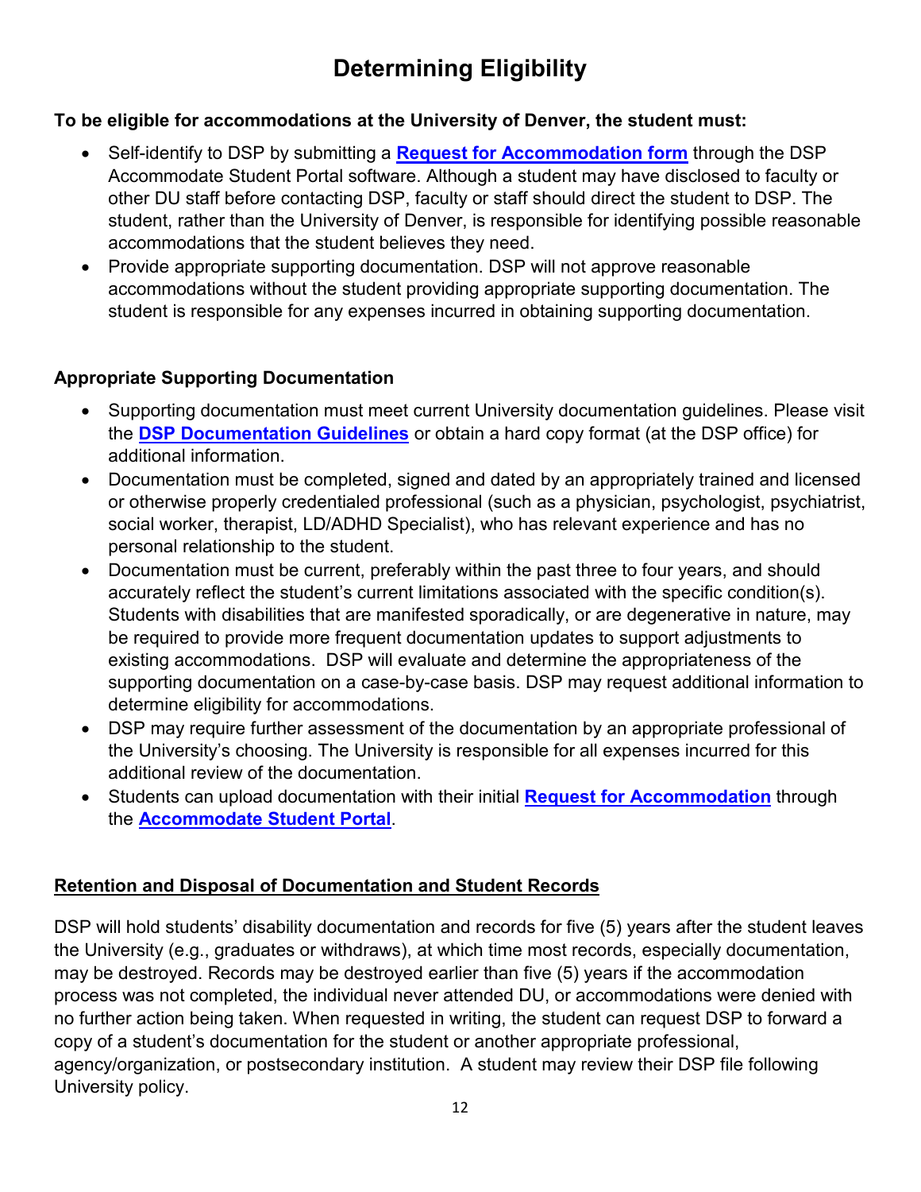# Determining Eligibility

**To be eligible for accommodations at the University of Denver, the student must:**

- Self-identify to DSP by submitting a **Request for Accommodation form** through the DSP Accommodate Student Portal software. Although a student may have disclosed to faculty or other DU staff before contacting DSP, faculty or staff should direct the student to DSP. The student, rather than the University of Denver, is responsible for identifying possible reasonable accommodations that the student believes they need.
- Provide appropriate supporting documentation. DSP will not approve reasonable accommodations without the student providing appropriate supporting documentation. The student is responsible for any expenses incurred in obtaining supporting documentation.

### Appropriate Supporting Documentation

- Supporting documentation must meet current University documentation guidelines. Please visit the **DSP Documentation Guidelines** or obtain a hard copy format (at the DSP office) for additional information.
- Documentation must be completed, signed and dated by an appropriately trained and licensed or otherwise properly credentialed professional (such as a physician, psychologist, psychiatrist, social worker, therapist, LD/ADHD Specialist), who has relevant experience and has no personal relationship to the student.
- Documentation must be current, preferably within the past three to four years, and should accurately reflect the student's current limitations associated with the specific condition(s). Students with disabilities that are manifested sporadically, or are degenerative in nature, may be required to provide more frequent documentation updates to support adjustments to existing accommodations. DSP will evaluate and determine the appropriateness of the supporting documentation on a case-by-case basis. DSP may request additional information to determine eligibility for accommodations.
- DSP may require further assessment of the documentation by an appropriate professional of the University's choosing. The University is responsible for all expenses incurred for this additional review of the documentation.
- Students can upload documentation with their initial **Request for Accommodation** through the **Accommodate Student Portal**.

### Retention and Disposal of Documentation and Student Records

DSP will hold students' disability documentation and records for five (5) years after the student leaves the University (e.g., graduates or withdraws), at which time most records, especially documentation, may be destroyed. Records may be destroyed earlier than five (5) years if the accommodation process was not completed, the individual never attended DU, or accommodations were denied with no further action being taken. When requested in writing, the student can request DSP to forward a copy of a student's documentation for the student or another appropriate professional, agency/organization, or postsecondary institution. A student may review their DSP file following University policy.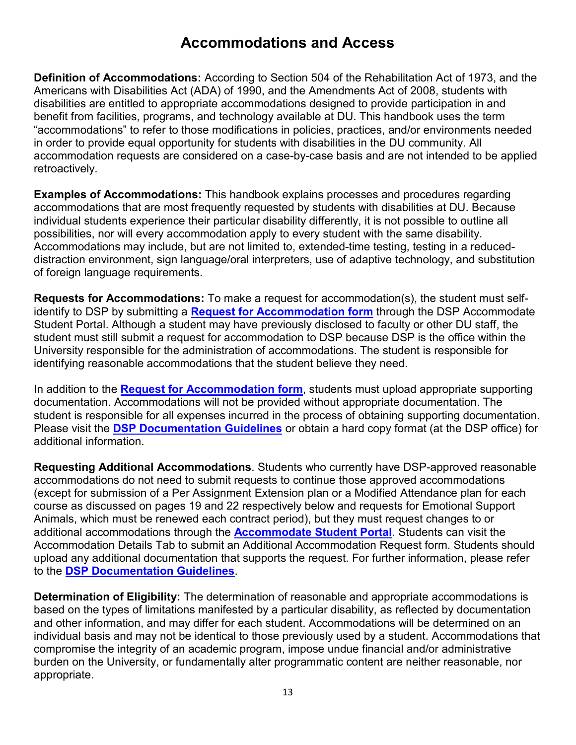# Accommodations and Access

**Definition of Accommodations:** According to Section 504 of the Rehabilitation Act of 1973, and the Americans with Disabilities Act (ADA) of 1990, and the Amendments Act of 2008, students with disabilities are entitled to appropriate accommodations designed to provide participation in and benefit from facilities, programs, and technology available at DU. This handbook uses the term "accommodations" to refer to those modifications in policies, practices, and/or environments needed in order to provide equal opportunity for students with disabilities in the DU community. All accommodation requests are considered on a case-by-case basis and are not intended to be applied retroactively.

**Examples of Accommodations:** This handbook explains processes and procedures regarding accommodations that are most frequently requested by students with disabilities at DU. Because individual students experience their particular disability differently, it is not possible to outline all possibilities, nor will every accommodation apply to every student with the same disability. Accommodations may include, but are not limited to, extended-time testing, testing in a reduced-distraction environment, sign language/oral interpreters, use of adaptive technology, and substitution of foreign language requirements.

**Requests for Accommodations:** To make a request for accommodation(s), the student must self-identify to DSP by submitting a **Request for Accommodation form** through the DSP Accommodate Student Portal. Although a student may have previously disclosed to faculty or other DU staff, the student must still submit a request for accommodation to DSP because DSP is the office within the University responsible for the administration of accommodations. The student is responsible for identifying reasonable accommodations that the student believe they need.

In addition to the **Request for Accommodation form**, students must upload appropriate supporting documentation. Accommodations will not be provided without appropriate documentation. The student is responsible for all expenses incurred in the process of obtaining supporting documentation. Please visit the **DSP Documentation Guidelines** or obtain a hard copy format (at the DSP office) for additional information.

**Requesting Additional Accommodations**. Students who currently have DSP-approved reasonable accommodations do not need to submit requests to continue those approved accommodations (except for submission of a Per Assignment Extension plan or a Modified Attendance plan for each course as discussed on pages 19 and 22 respectively below and requests for Emotional Support Animals, which must be renewed each contract period), but they must request changes to or additional accommodations through the **Accommodate Student Portal**. Students can visit the Accommodation Details Tab to submit an Additional Accommodation Request form. Students should upload any additional documentation that supports the request. For further information, please refer to the **DSP Documentation Guidelines**.

**Determination of Eligibility:** The determination of reasonable and appropriate accommodations is based on the types of limitations manifested by a particular disability, as reflected by documentation and other information, and may differ for each student. Accommodations will be determined on an individual basis and may not be identical to those previously used by a student. Accommodations that compromise the integrity of an academic program, impose undue financial and/or administrative burden on the University, or fundamentally alter programmatic content are neither reasonable, nor appropriate.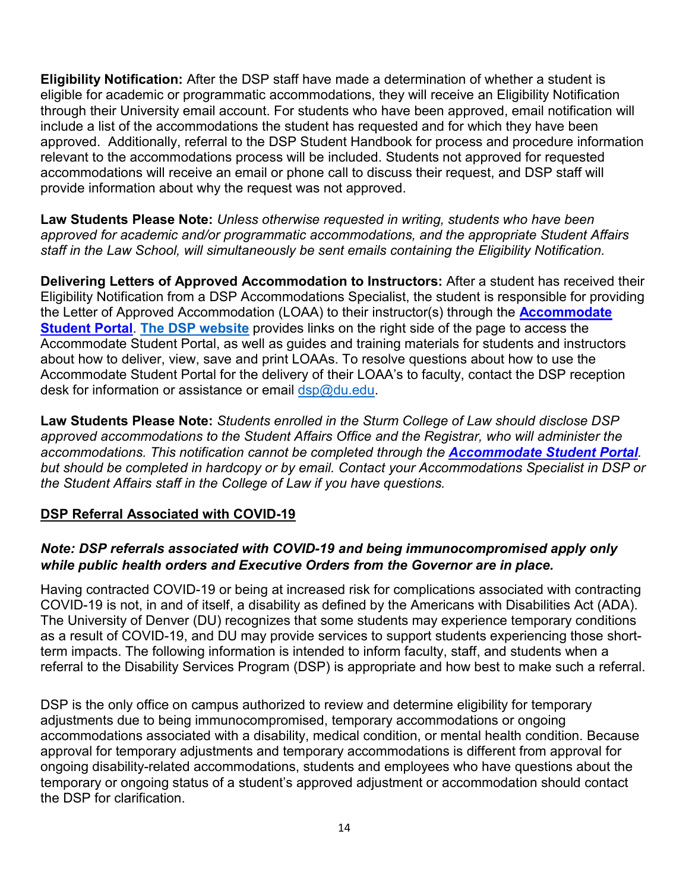**Eligibility Notification:** After the DSP staff have made a determination of whether a student is eligible for academic or programmatic accommodations, they will receive an Eligibility Notification through their University email account. For students who have been approved, email notification will include a list of the accommodations the student has requested and for which they have been approved. Additionally, referral to the DSP Student Handbook for process and procedure information relevant to the accommodations process will be included. Students not approved for requested accommodations will receive an email or phone call to discuss their request, and DSP staff will provide information about why the request was not approved.

**Law Students Please Note:** *Unless otherwise requested in writing, students who have been approved for academic and/or programmatic accommodations, and the appropriate Student Affairs staff in the Law School, will simultaneously be sent emails containing the Eligibility Notification.*

**Delivering Letters of Approved Accommodation to Instructors:** After a student has received their Eligibility Notification from a DSP Accommodations Specialist, the student is responsible for providing the Letter of Approved Accommodation (LOAA) to their instructor(s) through the **Accommodate Student Portal**. **The DSP website** provides links on the right side of the page to access the Accommodate Student Portal, as well as guides and training materials for students and instructors about how to deliver, view, save and print LOAAs. To resolve questions about how to use the Accommodate Student Portal for the delivery of their LOAA's to faculty, contact the DSP reception desk for information or assistance or email dsp@du.edu.

**Law Students Please Note:** *Students enrolled in the Sturm College of Law should disclose DSP approved accommodations to the Student Affairs Office and the Registrar, who will administer the accommodations. This notification cannot be completed through the* ***Accommodate Student Portal****. but should be completed in hardcopy or by email. Contact your Accommodations Specialist in DSP or the Student Affairs staff in the College of Law if you have questions.*

## DSP Referral Associated with COVID-19

***Note: DSP referrals associated with COVID-19 and being immunocompromised apply only while public health orders and Executive Orders from the Governor are in place.***

Having contracted COVID-19 or being at increased risk for complications associated with contracting COVID-19 is not, in and of itself, a disability as defined by the Americans with Disabilities Act (ADA). The University of Denver (DU) recognizes that some students may experience temporary conditions as a result of COVID-19, and DU may provide services to support students experiencing those short-term impacts. The following information is intended to inform faculty, staff, and students when a referral to the Disability Services Program (DSP) is appropriate and how best to make such a referral.

DSP is the only office on campus authorized to review and determine eligibility for temporary adjustments due to being immunocompromised, temporary accommodations or ongoing accommodations associated with a disability, medical condition, or mental health condition. Because approval for temporary adjustments and temporary accommodations is different from approval for ongoing disability-related accommodations, students and employees who have questions about the temporary or ongoing status of a student's approved adjustment or accommodation should contact the DSP for clarification.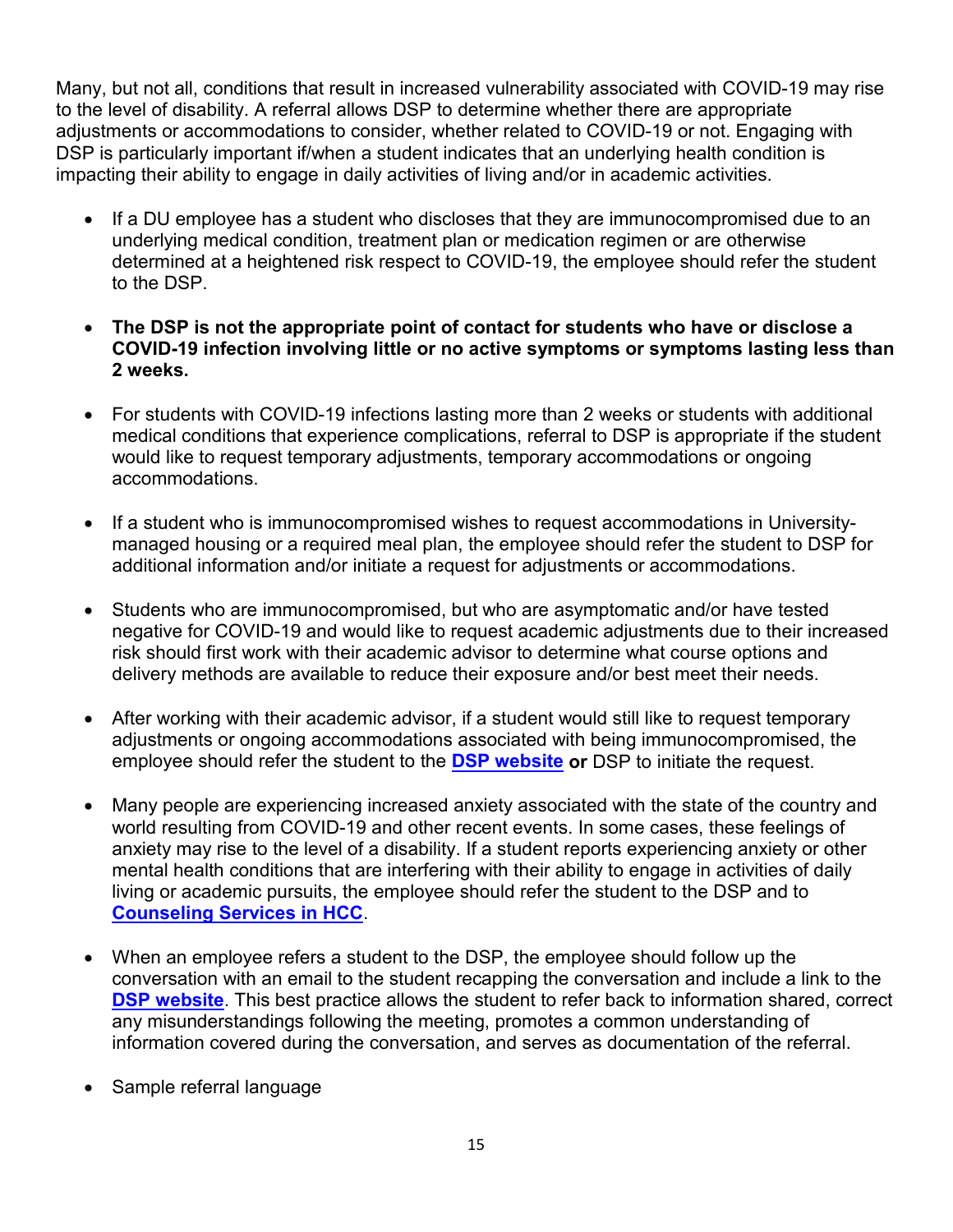Many, but not all, conditions that result in increased vulnerability associated with COVID-19 may rise to the level of disability. A referral allows DSP to determine whether there are appropriate adjustments or accommodations to consider, whether related to COVID-19 or not. Engaging with DSP is particularly important if/when a student indicates that an underlying health condition is impacting their ability to engage in daily activities of living and/or in academic activities.

- If a DU employee has a student who discloses that they are immunocompromised due to an underlying medical condition, treatment plan or medication regimen or are otherwise determined at a heightened risk respect to COVID-19, the employee should refer the student to the DSP.
- **The DSP is not the appropriate point of contact for students who have or disclose a COVID-19 infection involving little or no active symptoms or symptoms lasting less than 2 weeks.**
- For students with COVID-19 infections lasting more than 2 weeks or students with additional medical conditions that experience complications, referral to DSP is appropriate if the student would like to request temporary adjustments, temporary accommodations or ongoing accommodations.
- If a student who is immunocompromised wishes to request accommodations in University-managed housing or a required meal plan, the employee should refer the student to DSP for additional information and/or initiate a request for adjustments or accommodations.
- Students who are immunocompromised, but who are asymptomatic and/or have tested negative for COVID-19 and would like to request academic adjustments due to their increased risk should first work with their academic advisor to determine what course options and delivery methods are available to reduce their exposure and/or best meet their needs.
- After working with their academic advisor, if a student would still like to request temporary adjustments or ongoing accommodations associated with being immunocompromised, the employee should refer the student to the **DSP website** **or** DSP to initiate the request.
- Many people are experiencing increased anxiety associated with the state of the country and world resulting from COVID-19 and other recent events. In some cases, these feelings of anxiety may rise to the level of a disability. If a student reports experiencing anxiety or other mental health conditions that are interfering with their ability to engage in activities of daily living or academic pursuits, the employee should refer the student to the DSP and to **Counseling Services in HCC**.
- When an employee refers a student to the DSP, the employee should follow up the conversation with an email to the student recapping the conversation and include a link to the **DSP website**. This best practice allows the student to refer back to information shared, correct any misunderstandings following the meeting, promotes a common understanding of information covered during the conversation, and serves as documentation of the referral.
- Sample referral language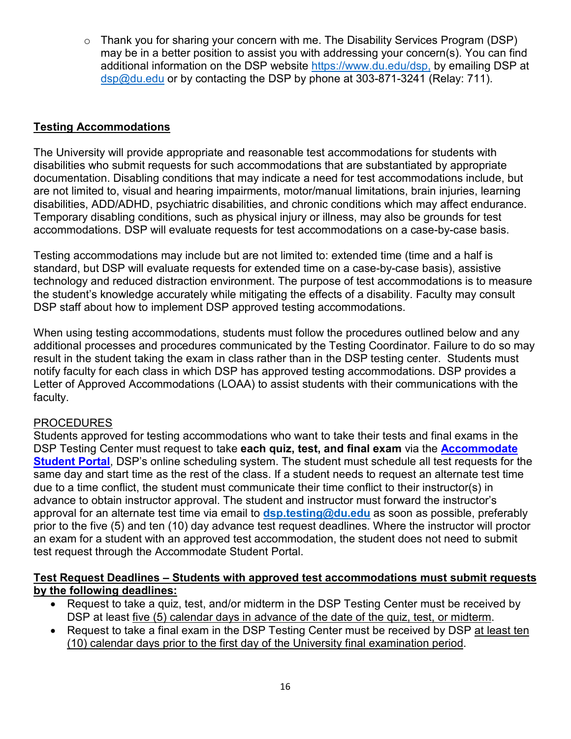- Thank you for sharing your concern with me. The Disability Services Program (DSP) may be in a better position to assist you with addressing your concern(s). You can find additional information on the DSP website https://www.du.edu/dsp, by emailing DSP at dsp@du.edu or by contacting the DSP by phone at 303-871-3241 (Relay: 711).

## Testing Accommodations

The University will provide appropriate and reasonable test accommodations for students with disabilities who submit requests for such accommodations that are substantiated by appropriate documentation. Disabling conditions that may indicate a need for test accommodations include, but are not limited to, visual and hearing impairments, motor/manual limitations, brain injuries, learning disabilities, ADD/ADHD, psychiatric disabilities, and chronic conditions which may affect endurance. Temporary disabling conditions, such as physical injury or illness, may also be grounds for test accommodations. DSP will evaluate requests for test accommodations on a case-by-case basis.

Testing accommodations may include but are not limited to: extended time (time and a half is standard, but DSP will evaluate requests for extended time on a case-by-case basis), assistive technology and reduced distraction environment. The purpose of test accommodations is to measure the student's knowledge accurately while mitigating the effects of a disability. Faculty may consult DSP staff about how to implement DSP approved testing accommodations.

When using testing accommodations, students must follow the procedures outlined below and any additional processes and procedures communicated by the Testing Coordinator. Failure to do so may result in the student taking the exam in class rather than in the DSP testing center. Students must notify faculty for each class in which DSP has approved testing accommodations. DSP provides a Letter of Approved Accommodations (LOAA) to assist students with their communications with the faculty.

### PROCEDURES

Students approved for testing accommodations who want to take their tests and final exams in the DSP Testing Center must request to take **each quiz, test, and final exam** via the **Accommodate Student Portal**, DSP's online scheduling system. The student must schedule all test requests for the same day and start time as the rest of the class. If a student needs to request an alternate test time due to a time conflict, the student must communicate their time conflict to their instructor(s) in advance to obtain instructor approval. The student and instructor must forward the instructor's approval for an alternate test time via email to **dsp.testing@du.edu** as soon as possible, preferably prior to the five (5) and ten (10) day advance test request deadlines. Where the instructor will proctor an exam for a student with an approved test accommodation, the student does not need to submit test request through the Accommodate Student Portal.

**Test Request Deadlines – Students with approved test accommodations must submit requests by the following deadlines:**

- Request to take a quiz, test, and/or midterm in the DSP Testing Center must be received by DSP at least five (5) calendar days in advance of the date of the quiz, test, or midterm.
- Request to take a final exam in the DSP Testing Center must be received by DSP at least ten (10) calendar days prior to the first day of the University final examination period.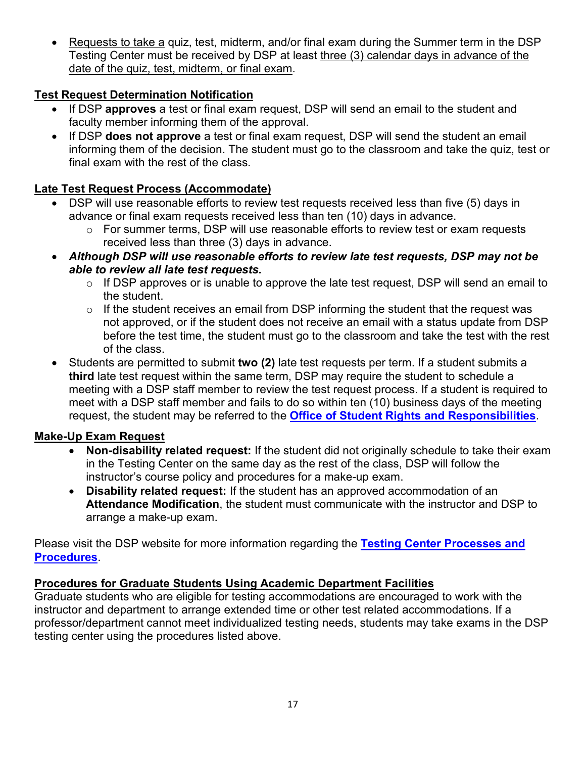- Requests to take a quiz, test, midterm, and/or final exam during the Summer term in the DSP Testing Center must be received by DSP at least three (3) calendar days in advance of the date of the quiz, test, midterm, or final exam.

**Test Request Determination Notification**

- If DSP **approves** a test or final exam request, DSP will send an email to the student and faculty member informing them of the approval.
- If DSP **does not approve** a test or final exam request, DSP will send the student an email informing them of the decision. The student must go to the classroom and take the quiz, test or final exam with the rest of the class.

**Late Test Request Process (Accommodate)**

- DSP will use reasonable efforts to review test requests received less than five (5) days in advance or final exam requests received less than ten (10) days in advance.
  - For summer terms, DSP will use reasonable efforts to review test or exam requests received less than three (3) days in advance.
- ***Although DSP will use reasonable efforts to review late test requests, DSP may not be able to review all late test requests.***
  - If DSP approves or is unable to approve the late test request, DSP will send an email to the student.
  - If the student receives an email from DSP informing the student that the request was not approved, or if the student does not receive an email with a status update from DSP before the test time, the student must go to the classroom and take the test with the rest of the class.
- Students are permitted to submit **two (2)** late test requests per term. If a student submits a **third** late test request within the same term, DSP may require the student to schedule a meeting with a DSP staff member to review the test request process. If a student is required to meet with a DSP staff member and fails to do so within ten (10) business days of the meeting request, the student may be referred to the **Office of Student Rights and Responsibilities**.

**Make-Up Exam Request**

- **Non-disability related request:** If the student did not originally schedule to take their exam in the Testing Center on the same day as the rest of the class, DSP will follow the instructor's course policy and procedures for a make-up exam.
- **Disability related request:** If the student has an approved accommodation of an **Attendance Modification**, the student must communicate with the instructor and DSP to arrange a make-up exam.

Please visit the DSP website for more information regarding the **Testing Center Processes and Procedures**.

**Procedures for Graduate Students Using Academic Department Facilities**

Graduate students who are eligible for testing accommodations are encouraged to work with the instructor and department to arrange extended time or other test related accommodations. If a professor/department cannot meet individualized testing needs, students may take exams in the DSP testing center using the procedures listed above.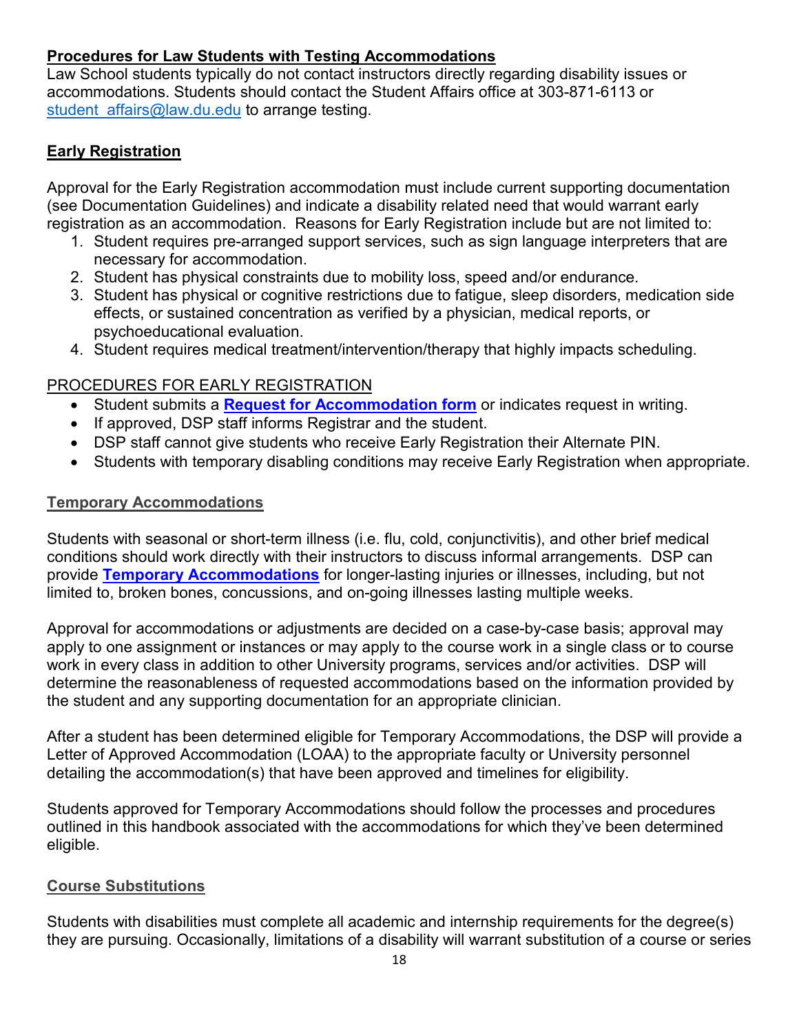**Procedures for Law Students with Testing Accommodations**
Law School students typically do not contact instructors directly regarding disability issues or accommodations. Students should contact the Student Affairs office at 303-871-6113 or student_affairs@law.du.edu to arrange testing.

**Early Registration**

Approval for the Early Registration accommodation must include current supporting documentation (see Documentation Guidelines) and indicate a disability related need that would warrant early registration as an accommodation. Reasons for Early Registration include but are not limited to:

1. Student requires pre-arranged support services, such as sign language interpreters that are necessary for accommodation.
2. Student has physical constraints due to mobility loss, speed and/or endurance.
3. Student has physical or cognitive restrictions due to fatigue, sleep disorders, medication side effects, or sustained concentration as verified by a physician, medical reports, or psychoeducational evaluation.
4. Student requires medical treatment/intervention/therapy that highly impacts scheduling.

PROCEDURES FOR EARLY REGISTRATION

- Student submits a **Request for Accommodation form** or indicates request in writing.
- If approved, DSP staff informs Registrar and the student.
- DSP staff cannot give students who receive Early Registration their Alternate PIN.
- Students with temporary disabling conditions may receive Early Registration when appropriate.

**Temporary Accommodations**

Students with seasonal or short-term illness (i.e. flu, cold, conjunctivitis), and other brief medical conditions should work directly with their instructors to discuss informal arrangements. DSP can provide **Temporary Accommodations** for longer-lasting injuries or illnesses, including, but not limited to, broken bones, concussions, and on-going illnesses lasting multiple weeks.

Approval for accommodations or adjustments are decided on a case-by-case basis; approval may apply to one assignment or instances or may apply to the course work in a single class or to course work in every class in addition to other University programs, services and/or activities. DSP will determine the reasonableness of requested accommodations based on the information provided by the student and any supporting documentation for an appropriate clinician.

After a student has been determined eligible for Temporary Accommodations, the DSP will provide a Letter of Approved Accommodation (LOAA) to the appropriate faculty or University personnel detailing the accommodation(s) that have been approved and timelines for eligibility.

Students approved for Temporary Accommodations should follow the processes and procedures outlined in this handbook associated with the accommodations for which they've been determined eligible.

**Course Substitutions**

Students with disabilities must complete all academic and internship requirements for the degree(s) they are pursuing. Occasionally, limitations of a disability will warrant substitution of a course or series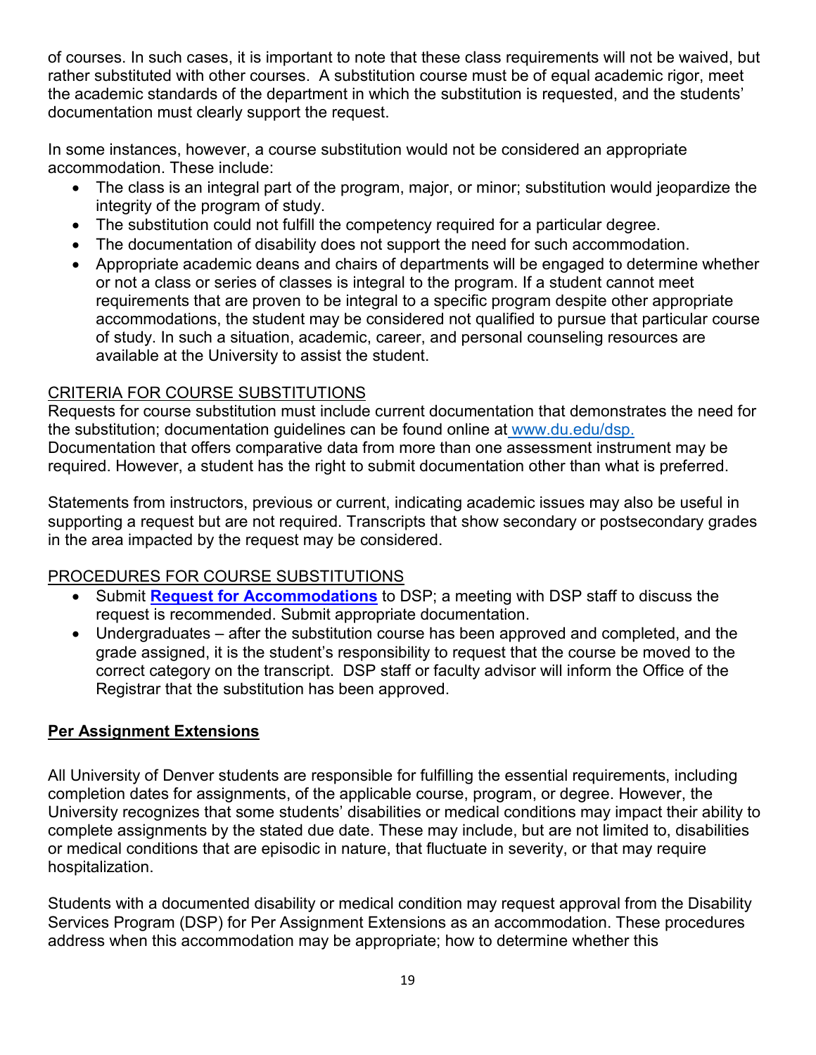of courses. In such cases, it is important to note that these class requirements will not be waived, but rather substituted with other courses. A substitution course must be of equal academic rigor, meet the academic standards of the department in which the substitution is requested, and the students' documentation must clearly support the request.

In some instances, however, a course substitution would not be considered an appropriate accommodation. These include:

- The class is an integral part of the program, major, or minor; substitution would jeopardize the integrity of the program of study.
- The substitution could not fulfill the competency required for a particular degree.
- The documentation of disability does not support the need for such accommodation.
- Appropriate academic deans and chairs of departments will be engaged to determine whether or not a class or series of classes is integral to the program. If a student cannot meet requirements that are proven to be integral to a specific program despite other appropriate accommodations, the student may be considered not qualified to pursue that particular course of study. In such a situation, academic, career, and personal counseling resources are available at the University to assist the student.

<u>CRITERIA FOR COURSE SUBSTITUTIONS</u>

Requests for course substitution must include current documentation that demonstrates the need for the substitution; documentation guidelines can be found online at www.du.edu/dsp. Documentation that offers comparative data from more than one assessment instrument may be required. However, a student has the right to submit documentation other than what is preferred.

Statements from instructors, previous or current, indicating academic issues may also be useful in supporting a request but are not required. Transcripts that show secondary or postsecondary grades in the area impacted by the request may be considered.

<u>PROCEDURES FOR COURSE SUBSTITUTIONS</u>

- Submit **Request for Accommodations** to DSP; a meeting with DSP staff to discuss the request is recommended. Submit appropriate documentation.
- Undergraduates – after the substitution course has been approved and completed, and the grade assigned, it is the student's responsibility to request that the course be moved to the correct category on the transcript. DSP staff or faculty advisor will inform the Office of the Registrar that the substitution has been approved.

## Per Assignment Extensions

All University of Denver students are responsible for fulfilling the essential requirements, including completion dates for assignments, of the applicable course, program, or degree. However, the University recognizes that some students' disabilities or medical conditions may impact their ability to complete assignments by the stated due date. These may include, but are not limited to, disabilities or medical conditions that are episodic in nature, that fluctuate in severity, or that may require hospitalization.

Students with a documented disability or medical condition may request approval from the Disability Services Program (DSP) for Per Assignment Extensions as an accommodation. These procedures address when this accommodation may be appropriate; how to determine whether this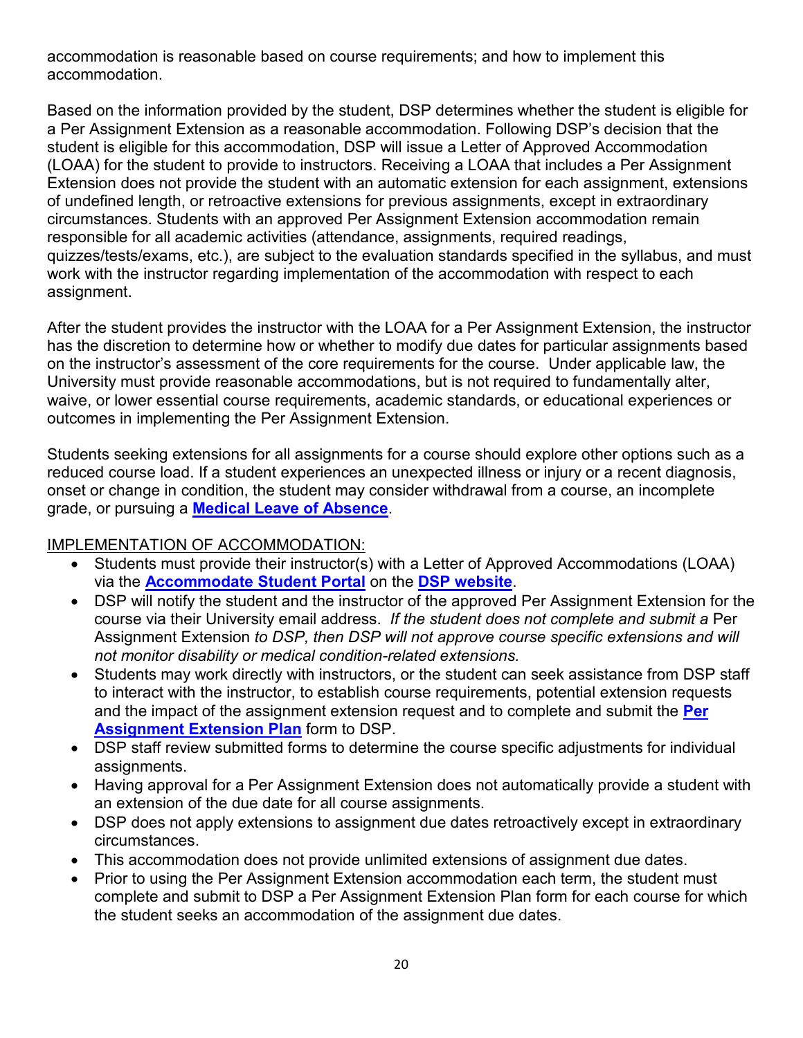accommodation is reasonable based on course requirements; and how to implement this accommodation.

Based on the information provided by the student, DSP determines whether the student is eligible for a Per Assignment Extension as a reasonable accommodation. Following DSP's decision that the student is eligible for this accommodation, DSP will issue a Letter of Approved Accommodation (LOAA) for the student to provide to instructors. Receiving a LOAA that includes a Per Assignment Extension does not provide the student with an automatic extension for each assignment, extensions of undefined length, or retroactive extensions for previous assignments, except in extraordinary circumstances. Students with an approved Per Assignment Extension accommodation remain responsible for all academic activities (attendance, assignments, required readings, quizzes/tests/exams, etc.), are subject to the evaluation standards specified in the syllabus, and must work with the instructor regarding implementation of the accommodation with respect to each assignment.

After the student provides the instructor with the LOAA for a Per Assignment Extension, the instructor has the discretion to determine how or whether to modify due dates for particular assignments based on the instructor's assessment of the core requirements for the course. Under applicable law, the University must provide reasonable accommodations, but is not required to fundamentally alter, waive, or lower essential course requirements, academic standards, or educational experiences or outcomes in implementing the Per Assignment Extension.

Students seeking extensions for all assignments for a course should explore other options such as a reduced course load. If a student experiences an unexpected illness or injury or a recent diagnosis, onset or change in condition, the student may consider withdrawal from a course, an incomplete grade, or pursuing a **Medical Leave of Absence**.

IMPLEMENTATION OF ACCOMMODATION:

- Students must provide their instructor(s) with a Letter of Approved Accommodations (LOAA) via the **Accommodate Student Portal** on the **DSP website**.
- DSP will notify the student and the instructor of the approved Per Assignment Extension for the course via their University email address. *If the student does not complete and submit a* Per Assignment Extension *to DSP, then DSP will not approve course specific extensions and will not monitor disability or medical condition-related extensions.*
- Students may work directly with instructors, or the student can seek assistance from DSP staff to interact with the instructor, to establish course requirements, potential extension requests and the impact of the assignment extension request and to complete and submit the **Per Assignment Extension Plan** form to DSP.
- DSP staff review submitted forms to determine the course specific adjustments for individual assignments.
- Having approval for a Per Assignment Extension does not automatically provide a student with an extension of the due date for all course assignments.
- DSP does not apply extensions to assignment due dates retroactively except in extraordinary circumstances.
- This accommodation does not provide unlimited extensions of assignment due dates.
- Prior to using the Per Assignment Extension accommodation each term, the student must complete and submit to DSP a Per Assignment Extension Plan form for each course for which the student seeks an accommodation of the assignment due dates.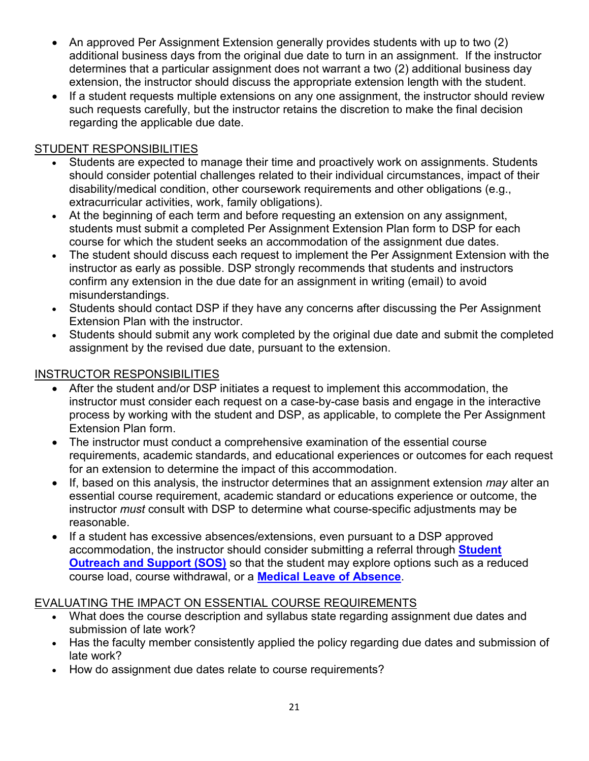- An approved Per Assignment Extension generally provides students with up to two (2) additional business days from the original due date to turn in an assignment. If the instructor determines that a particular assignment does not warrant a two (2) additional business day extension, the instructor should discuss the appropriate extension length with the student.
- If a student requests multiple extensions on any one assignment, the instructor should review such requests carefully, but the instructor retains the discretion to make the final decision regarding the applicable due date.

## STUDENT RESPONSIBILITIES

- Students are expected to manage their time and proactively work on assignments. Students should consider potential challenges related to their individual circumstances, impact of their disability/medical condition, other coursework requirements and other obligations (e.g., extracurricular activities, work, family obligations).
- At the beginning of each term and before requesting an extension on any assignment, students must submit a completed Per Assignment Extension Plan form to DSP for each course for which the student seeks an accommodation of the assignment due dates.
- The student should discuss each request to implement the Per Assignment Extension with the instructor as early as possible. DSP strongly recommends that students and instructors confirm any extension in the due date for an assignment in writing (email) to avoid misunderstandings.
- Students should contact DSP if they have any concerns after discussing the Per Assignment Extension Plan with the instructor.
- Students should submit any work completed by the original due date and submit the completed assignment by the revised due date, pursuant to the extension.

## INSTRUCTOR RESPONSIBILITIES

- After the student and/or DSP initiates a request to implement this accommodation, the instructor must consider each request on a case-by-case basis and engage in the interactive process by working with the student and DSP, as applicable, to complete the Per Assignment Extension Plan form.
- The instructor must conduct a comprehensive examination of the essential course requirements, academic standards, and educational experiences or outcomes for each request for an extension to determine the impact of this accommodation.
- If, based on this analysis, the instructor determines that an assignment extension *may* alter an essential course requirement, academic standard or educations experience or outcome, the instructor *must* consult with DSP to determine what course-specific adjustments may be reasonable.
- If a student has excessive absences/extensions, even pursuant to a DSP approved accommodation, the instructor should consider submitting a referral through **Student Outreach and Support (SOS)** so that the student may explore options such as a reduced course load, course withdrawal, or a **Medical Leave of Absence**.

## EVALUATING THE IMPACT ON ESSENTIAL COURSE REQUIREMENTS

- What does the course description and syllabus state regarding assignment due dates and submission of late work?
- Has the faculty member consistently applied the policy regarding due dates and submission of late work?
- How do assignment due dates relate to course requirements?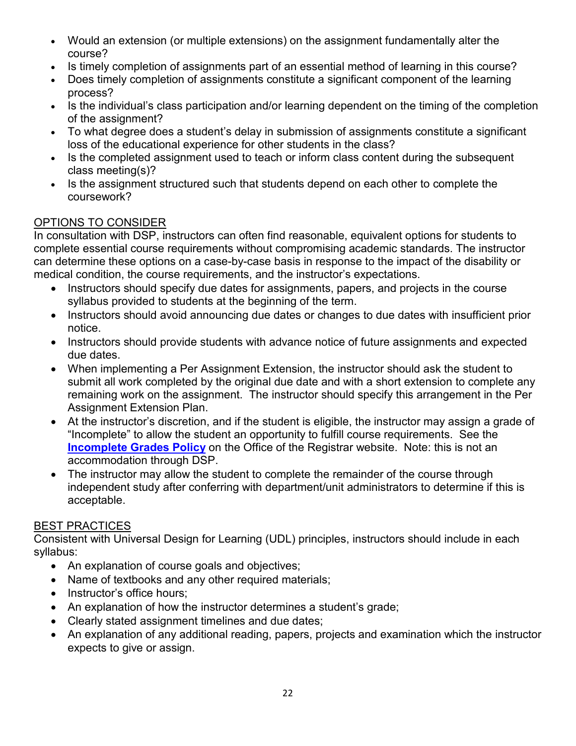- Would an extension (or multiple extensions) on the assignment fundamentally alter the course?
- Is timely completion of assignments part of an essential method of learning in this course?
- Does timely completion of assignments constitute a significant component of the learning process?
- Is the individual's class participation and/or learning dependent on the timing of the completion of the assignment?
- To what degree does a student's delay in submission of assignments constitute a significant loss of the educational experience for other students in the class?
- Is the completed assignment used to teach or inform class content during the subsequent class meeting(s)?
- Is the assignment structured such that students depend on each other to complete the coursework?

## OPTIONS TO CONSIDER

In consultation with DSP, instructors can often find reasonable, equivalent options for students to complete essential course requirements without compromising academic standards. The instructor can determine these options on a case-by-case basis in response to the impact of the disability or medical condition, the course requirements, and the instructor's expectations.

- Instructors should specify due dates for assignments, papers, and projects in the course syllabus provided to students at the beginning of the term.
- Instructors should avoid announcing due dates or changes to due dates with insufficient prior notice.
- Instructors should provide students with advance notice of future assignments and expected due dates.
- When implementing a Per Assignment Extension, the instructor should ask the student to submit all work completed by the original due date and with a short extension to complete any remaining work on the assignment. The instructor should specify this arrangement in the Per Assignment Extension Plan.
- At the instructor's discretion, and if the student is eligible, the instructor may assign a grade of "Incomplete" to allow the student an opportunity to fulfill course requirements. See the **Incomplete Grades Policy** on the Office of the Registrar website. Note: this is not an accommodation through DSP.
- The instructor may allow the student to complete the remainder of the course through independent study after conferring with department/unit administrators to determine if this is acceptable.

## BEST PRACTICES

Consistent with Universal Design for Learning (UDL) principles, instructors should include in each syllabus:

- An explanation of course goals and objectives;
- Name of textbooks and any other required materials;
- Instructor's office hours;
- An explanation of how the instructor determines a student's grade;
- Clearly stated assignment timelines and due dates;
- An explanation of any additional reading, papers, projects and examination which the instructor expects to give or assign.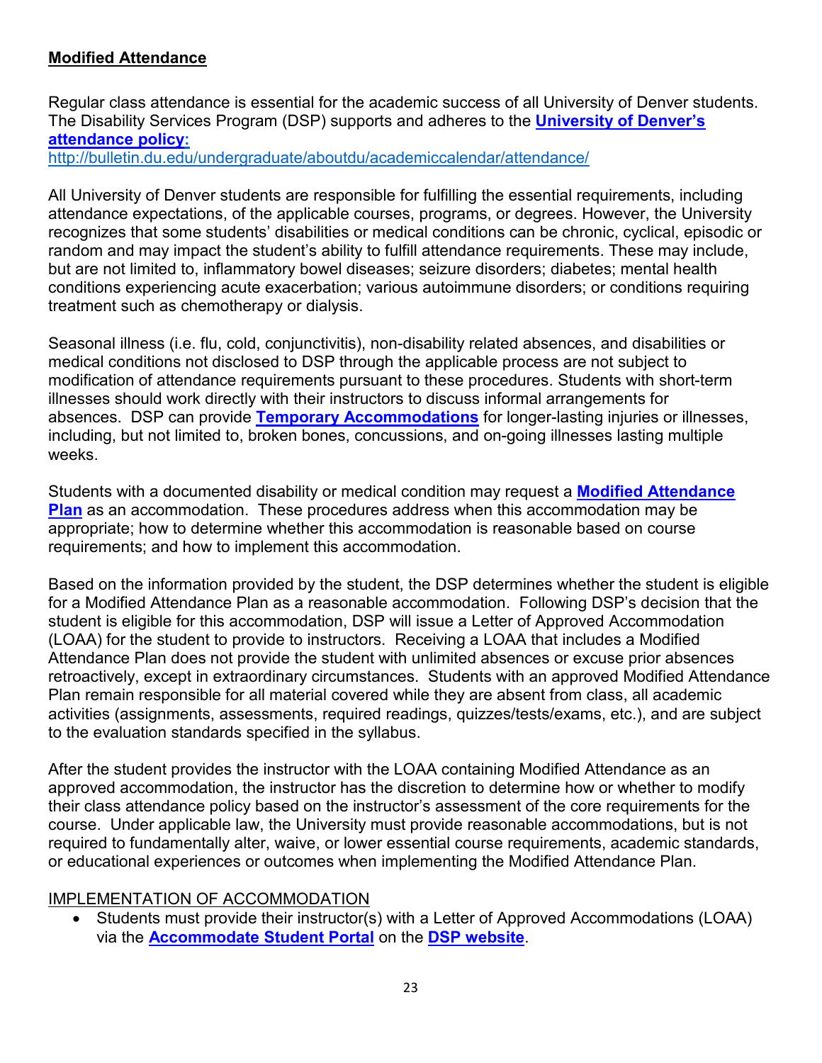**Modified Attendance**

Regular class attendance is essential for the academic success of all University of Denver students. The Disability Services Program (DSP) supports and adheres to the **University of Denver's attendance policy:**
http://bulletin.du.edu/undergraduate/aboutdu/academiccalendar/attendance/

All University of Denver students are responsible for fulfilling the essential requirements, including attendance expectations, of the applicable courses, programs, or degrees. However, the University recognizes that some students' disabilities or medical conditions can be chronic, cyclical, episodic or random and may impact the student's ability to fulfill attendance requirements. These may include, but are not limited to, inflammatory bowel diseases; seizure disorders; diabetes; mental health conditions experiencing acute exacerbation; various autoimmune disorders; or conditions requiring treatment such as chemotherapy or dialysis.

Seasonal illness (i.e. flu, cold, conjunctivitis), non-disability related absences, and disabilities or medical conditions not disclosed to DSP through the applicable process are not subject to modification of attendance requirements pursuant to these procedures. Students with short-term illnesses should work directly with their instructors to discuss informal arrangements for absences. DSP can provide **Temporary Accommodations** for longer-lasting injuries or illnesses, including, but not limited to, broken bones, concussions, and on-going illnesses lasting multiple weeks.

Students with a documented disability or medical condition may request a **Modified Attendance Plan** as an accommodation. These procedures address when this accommodation may be appropriate; how to determine whether this accommodation is reasonable based on course requirements; and how to implement this accommodation.

Based on the information provided by the student, the DSP determines whether the student is eligible for a Modified Attendance Plan as a reasonable accommodation. Following DSP's decision that the student is eligible for this accommodation, DSP will issue a Letter of Approved Accommodation (LOAA) for the student to provide to instructors. Receiving a LOAA that includes a Modified Attendance Plan does not provide the student with unlimited absences or excuse prior absences retroactively, except in extraordinary circumstances. Students with an approved Modified Attendance Plan remain responsible for all material covered while they are absent from class, all academic activities (assignments, assessments, required readings, quizzes/tests/exams, etc.), and are subject to the evaluation standards specified in the syllabus.

After the student provides the instructor with the LOAA containing Modified Attendance as an approved accommodation, the instructor has the discretion to determine how or whether to modify their class attendance policy based on the instructor's assessment of the core requirements for the course. Under applicable law, the University must provide reasonable accommodations, but is not required to fundamentally alter, waive, or lower essential course requirements, academic standards, or educational experiences or outcomes when implementing the Modified Attendance Plan.

IMPLEMENTATION OF ACCOMMODATION

- Students must provide their instructor(s) with a Letter of Approved Accommodations (LOAA) via the **Accommodate Student Portal** on the **DSP website**.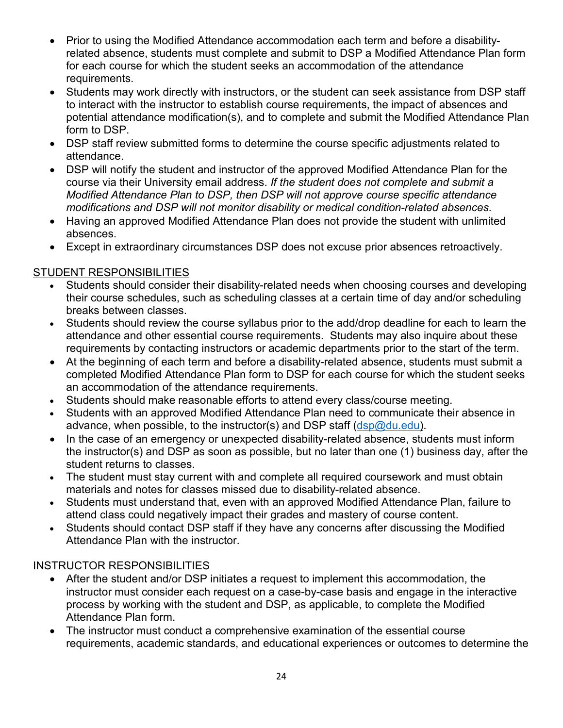- Prior to using the Modified Attendance accommodation each term and before a disability-related absence, students must complete and submit to DSP a Modified Attendance Plan form for each course for which the student seeks an accommodation of the attendance requirements.
- Students may work directly with instructors, or the student can seek assistance from DSP staff to interact with the instructor to establish course requirements, the impact of absences and potential attendance modification(s), and to complete and submit the Modified Attendance Plan form to DSP.
- DSP staff review submitted forms to determine the course specific adjustments related to attendance.
- DSP will notify the student and instructor of the approved Modified Attendance Plan for the course via their University email address. *If the student does not complete and submit a Modified Attendance Plan to DSP, then DSP will not approve course specific attendance modifications and DSP will not monitor disability or medical condition-related absences.*
- Having an approved Modified Attendance Plan does not provide the student with unlimited absences.
- Except in extraordinary circumstances DSP does not excuse prior absences retroactively.

<u>STUDENT RESPONSIBILITIES</u>

- Students should consider their disability-related needs when choosing courses and developing their course schedules, such as scheduling classes at a certain time of day and/or scheduling breaks between classes.
- Students should review the course syllabus prior to the add/drop deadline for each to learn the attendance and other essential course requirements. Students may also inquire about these requirements by contacting instructors or academic departments prior to the start of the term.
- At the beginning of each term and before a disability-related absence, students must submit a completed Modified Attendance Plan form to DSP for each course for which the student seeks an accommodation of the attendance requirements.
- Students should make reasonable efforts to attend every class/course meeting.
- Students with an approved Modified Attendance Plan need to communicate their absence in advance, when possible, to the instructor(s) and DSP staff (dsp@du.edu).
- In the case of an emergency or unexpected disability-related absence, students must inform the instructor(s) and DSP as soon as possible, but no later than one (1) business day, after the student returns to classes.
- The student must stay current with and complete all required coursework and must obtain materials and notes for classes missed due to disability-related absence.
- Students must understand that, even with an approved Modified Attendance Plan, failure to attend class could negatively impact their grades and mastery of course content.
- Students should contact DSP staff if they have any concerns after discussing the Modified Attendance Plan with the instructor.

<u>INSTRUCTOR RESPONSIBILITIES</u>

- After the student and/or DSP initiates a request to implement this accommodation, the instructor must consider each request on a case-by-case basis and engage in the interactive process by working with the student and DSP, as applicable, to complete the Modified Attendance Plan form.
- The instructor must conduct a comprehensive examination of the essential course requirements, academic standards, and educational experiences or outcomes to determine the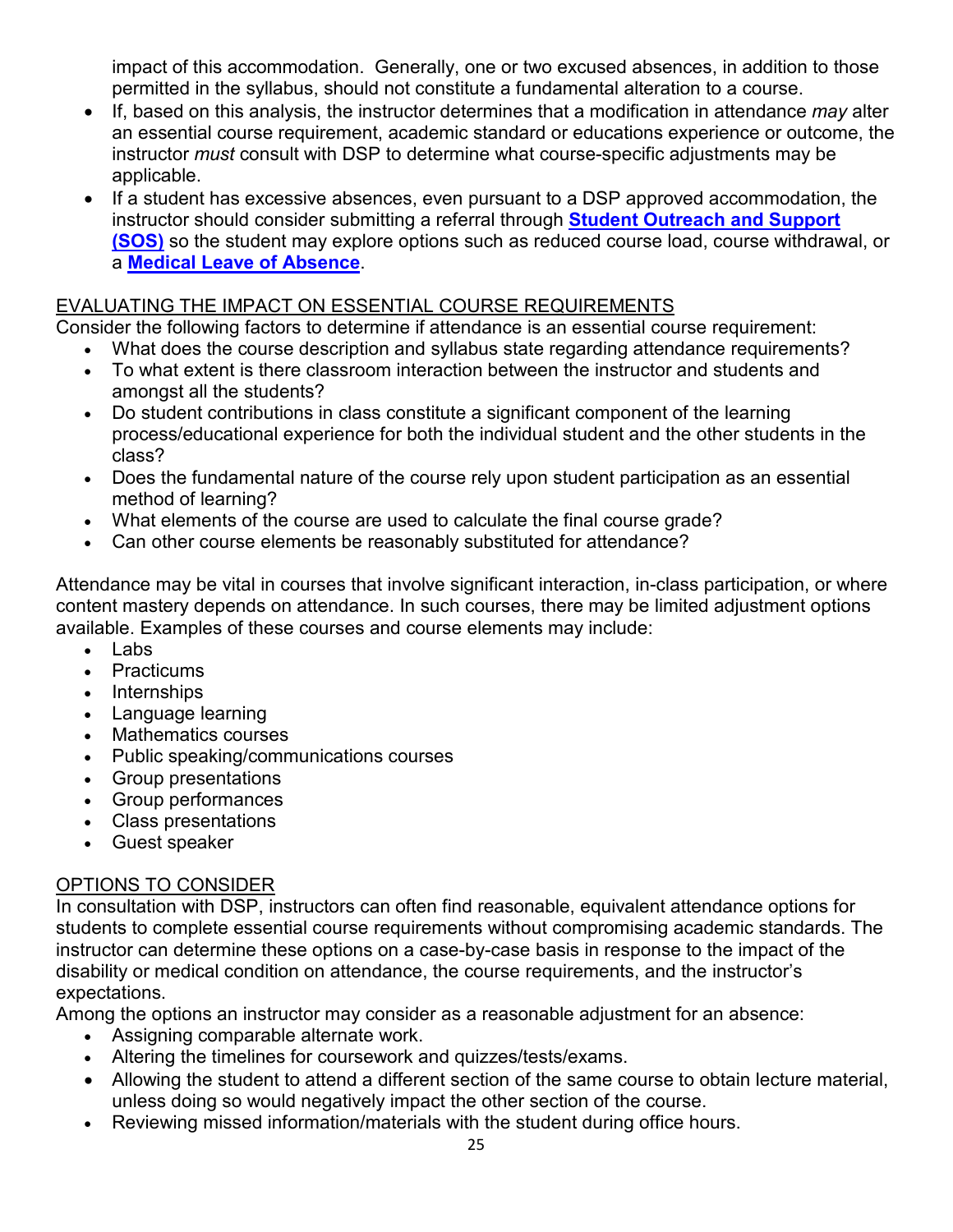impact of this accommodation. Generally, one or two excused absences, in addition to those permitted in the syllabus, should not constitute a fundamental alteration to a course.

- If, based on this analysis, the instructor determines that a modification in attendance *may* alter an essential course requirement, academic standard or educations experience or outcome, the instructor *must* consult with DSP to determine what course-specific adjustments may be applicable.
- If a student has excessive absences, even pursuant to a DSP approved accommodation, the instructor should consider submitting a referral through **Student Outreach and Support (SOS)** so the student may explore options such as reduced course load, course withdrawal, or a **Medical Leave of Absence**.

## EVALUATING THE IMPACT ON ESSENTIAL COURSE REQUIREMENTS

Consider the following factors to determine if attendance is an essential course requirement:

- What does the course description and syllabus state regarding attendance requirements?
- To what extent is there classroom interaction between the instructor and students and amongst all the students?
- Do student contributions in class constitute a significant component of the learning process/educational experience for both the individual student and the other students in the class?
- Does the fundamental nature of the course rely upon student participation as an essential method of learning?
- What elements of the course are used to calculate the final course grade?
- Can other course elements be reasonably substituted for attendance?

Attendance may be vital in courses that involve significant interaction, in-class participation, or where content mastery depends on attendance. In such courses, there may be limited adjustment options available. Examples of these courses and course elements may include:

- Labs
- Practicums
- Internships
- Language learning
- Mathematics courses
- Public speaking/communications courses
- Group presentations
- Group performances
- Class presentations
- Guest speaker

## OPTIONS TO CONSIDER

In consultation with DSP, instructors can often find reasonable, equivalent attendance options for students to complete essential course requirements without compromising academic standards. The instructor can determine these options on a case-by-case basis in response to the impact of the disability or medical condition on attendance, the course requirements, and the instructor's expectations.

Among the options an instructor may consider as a reasonable adjustment for an absence:

- Assigning comparable alternate work.
- Altering the timelines for coursework and quizzes/tests/exams.
- Allowing the student to attend a different section of the same course to obtain lecture material, unless doing so would negatively impact the other section of the course.
- Reviewing missed information/materials with the student during office hours.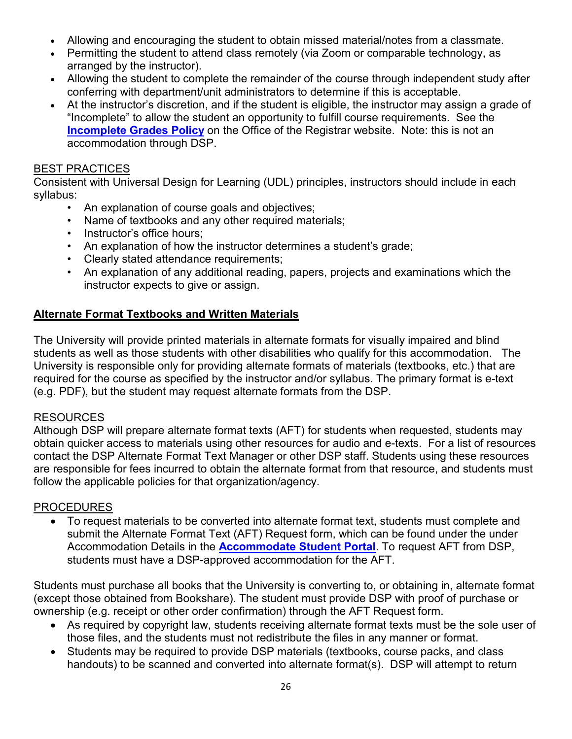- Allowing and encouraging the student to obtain missed material/notes from a classmate.
- Permitting the student to attend class remotely (via Zoom or comparable technology, as arranged by the instructor).
- Allowing the student to complete the remainder of the course through independent study after conferring with department/unit administrators to determine if this is acceptable.
- At the instructor's discretion, and if the student is eligible, the instructor may assign a grade of "Incomplete" to allow the student an opportunity to fulfill course requirements. See the **Incomplete Grades Policy** on the Office of the Registrar website. Note: this is not an accommodation through DSP.

BEST PRACTICES

Consistent with Universal Design for Learning (UDL) principles, instructors should include in each syllabus:

- An explanation of course goals and objectives;
- Name of textbooks and any other required materials;
- Instructor's office hours;
- An explanation of how the instructor determines a student's grade;
- Clearly stated attendance requirements;
- An explanation of any additional reading, papers, projects and examinations which the instructor expects to give or assign.

## Alternate Format Textbooks and Written Materials

The University will provide printed materials in alternate formats for visually impaired and blind students as well as those students with other disabilities who qualify for this accommodation. The University is responsible only for providing alternate formats of materials (textbooks, etc.) that are required for the course as specified by the instructor and/or syllabus. The primary format is e-text (e.g. PDF), but the student may request alternate formats from the DSP.

RESOURCES

Although DSP will prepare alternate format texts (AFT) for students when requested, students may obtain quicker access to materials using other resources for audio and e-texts. For a list of resources contact the DSP Alternate Format Text Manager or other DSP staff. Students using these resources are responsible for fees incurred to obtain the alternate format from that resource, and students must follow the applicable policies for that organization/agency.

PROCEDURES

- To request materials to be converted into alternate format text, students must complete and submit the Alternate Format Text (AFT) Request form, which can be found under the under Accommodation Details in the **Accommodate Student Portal**. To request AFT from DSP, students must have a DSP-approved accommodation for the AFT.

Students must purchase all books that the University is converting to, or obtaining in, alternate format (except those obtained from Bookshare). The student must provide DSP with proof of purchase or ownership (e.g. receipt or other order confirmation) through the AFT Request form.

- As required by copyright law, students receiving alternate format texts must be the sole user of those files, and the students must not redistribute the files in any manner or format.
- Students may be required to provide DSP materials (textbooks, course packs, and class handouts) to be scanned and converted into alternate format(s). DSP will attempt to return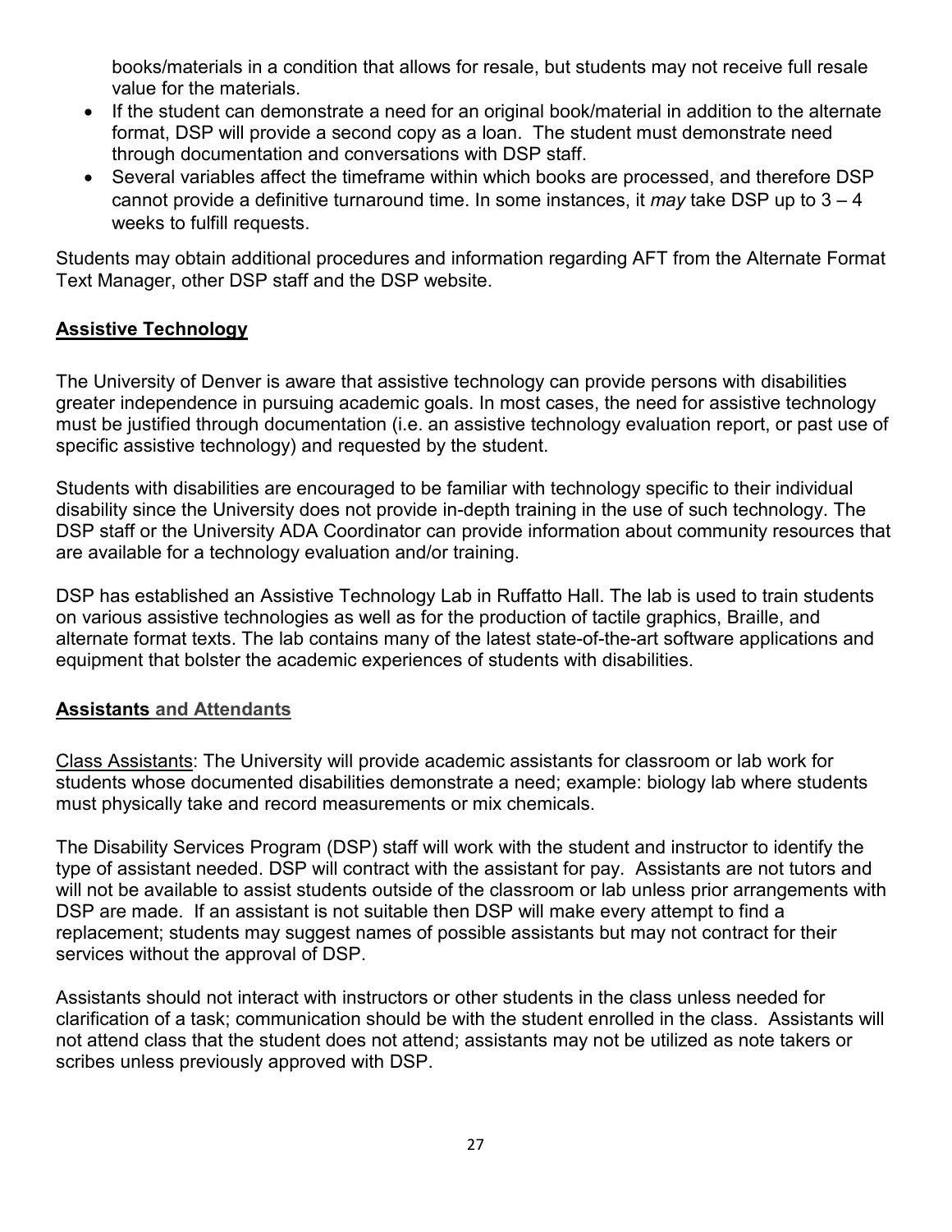books/materials in a condition that allows for resale, but students may not receive full resale value for the materials.

- If the student can demonstrate a need for an original book/material in addition to the alternate format, DSP will provide a second copy as a loan. The student must demonstrate need through documentation and conversations with DSP staff.
- Several variables affect the timeframe within which books are processed, and therefore DSP cannot provide a definitive turnaround time. In some instances, it *may* take DSP up to 3 – 4 weeks to fulfill requests.

Students may obtain additional procedures and information regarding AFT from the Alternate Format Text Manager, other DSP staff and the DSP website.

## **Assistive Technology**

The University of Denver is aware that assistive technology can provide persons with disabilities greater independence in pursuing academic goals. In most cases, the need for assistive technology must be justified through documentation (i.e. an assistive technology evaluation report, or past use of specific assistive technology) and requested by the student.

Students with disabilities are encouraged to be familiar with technology specific to their individual disability since the University does not provide in-depth training in the use of such technology. The DSP staff or the University ADA Coordinator can provide information about community resources that are available for a technology evaluation and/or training.

DSP has established an Assistive Technology Lab in Ruffatto Hall. The lab is used to train students on various assistive technologies as well as for the production of tactile graphics, Braille, and alternate format texts. The lab contains many of the latest state-of-the-art software applications and equipment that bolster the academic experiences of students with disabilities.

## **Assistants and Attendants**

Class Assistants: The University will provide academic assistants for classroom or lab work for students whose documented disabilities demonstrate a need; example: biology lab where students must physically take and record measurements or mix chemicals.

The Disability Services Program (DSP) staff will work with the student and instructor to identify the type of assistant needed. DSP will contract with the assistant for pay. Assistants are not tutors and will not be available to assist students outside of the classroom or lab unless prior arrangements with DSP are made. If an assistant is not suitable then DSP will make every attempt to find a replacement; students may suggest names of possible assistants but may not contract for their services without the approval of DSP.

Assistants should not interact with instructors or other students in the class unless needed for clarification of a task; communication should be with the student enrolled in the class. Assistants will not attend class that the student does not attend; assistants may not be utilized as note takers or scribes unless previously approved with DSP.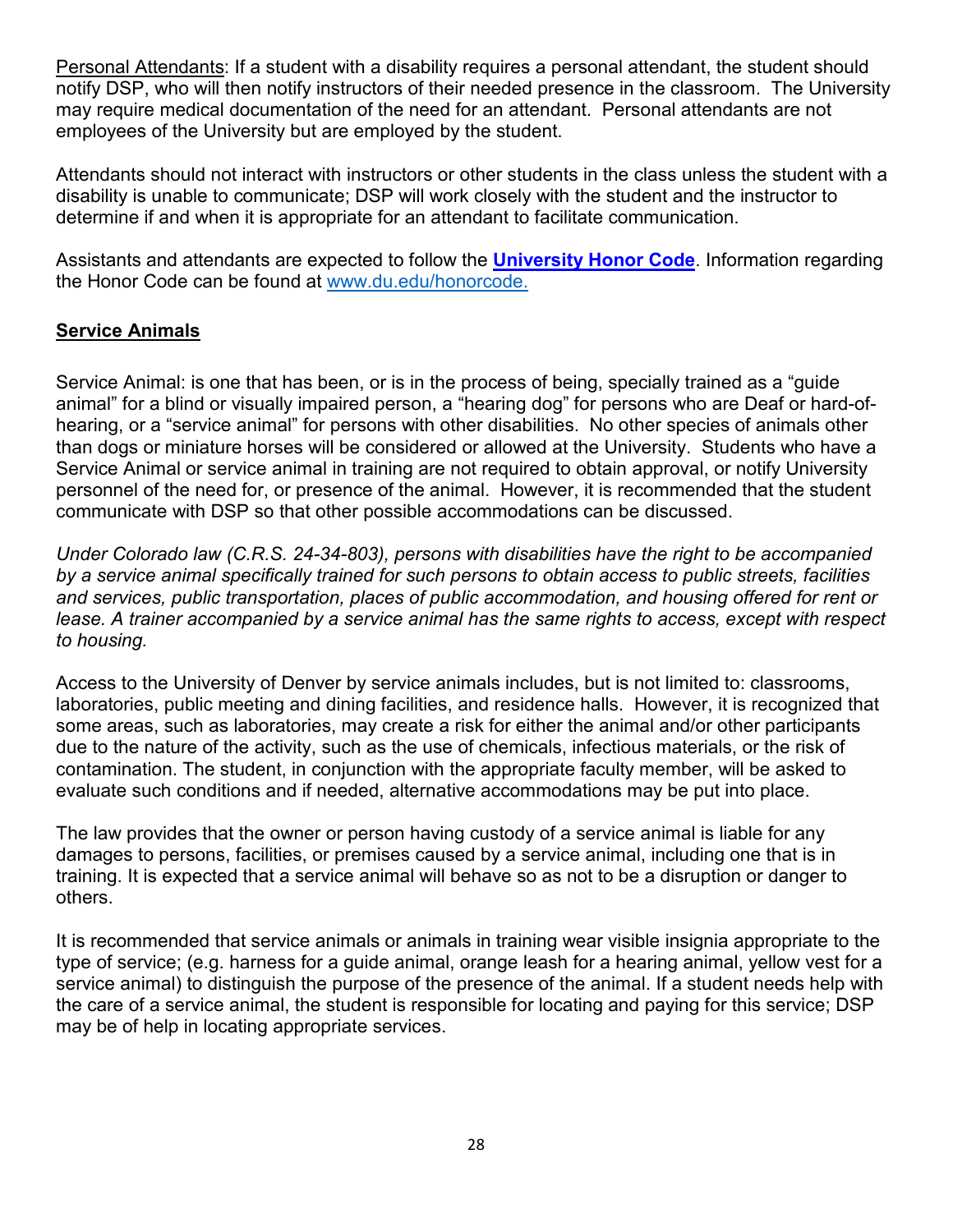Personal Attendants: If a student with a disability requires a personal attendant, the student should notify DSP, who will then notify instructors of their needed presence in the classroom. The University may require medical documentation of the need for an attendant. Personal attendants are not employees of the University but are employed by the student.

Attendants should not interact with instructors or other students in the class unless the student with a disability is unable to communicate; DSP will work closely with the student and the instructor to determine if and when it is appropriate for an attendant to facilitate communication.

Assistants and attendants are expected to follow the **University Honor Code**. Information regarding the Honor Code can be found at www.du.edu/honorcode.

## Service Animals

Service Animal: is one that has been, or is in the process of being, specially trained as a "guide animal" for a blind or visually impaired person, a "hearing dog" for persons who are Deaf or hard-of-hearing, or a "service animal" for persons with other disabilities. No other species of animals other than dogs or miniature horses will be considered or allowed at the University. Students who have a Service Animal or service animal in training are not required to obtain approval, or notify University personnel of the need for, or presence of the animal. However, it is recommended that the student communicate with DSP so that other possible accommodations can be discussed.

*Under Colorado law (C.R.S. 24-34-803), persons with disabilities have the right to be accompanied by a service animal specifically trained for such persons to obtain access to public streets, facilities and services, public transportation, places of public accommodation, and housing offered for rent or lease. A trainer accompanied by a service animal has the same rights to access, except with respect to housing.*

Access to the University of Denver by service animals includes, but is not limited to: classrooms, laboratories, public meeting and dining facilities, and residence halls. However, it is recognized that some areas, such as laboratories, may create a risk for either the animal and/or other participants due to the nature of the activity, such as the use of chemicals, infectious materials, or the risk of contamination. The student, in conjunction with the appropriate faculty member, will be asked to evaluate such conditions and if needed, alternative accommodations may be put into place.

The law provides that the owner or person having custody of a service animal is liable for any damages to persons, facilities, or premises caused by a service animal, including one that is in training. It is expected that a service animal will behave so as not to be a disruption or danger to others.

It is recommended that service animals or animals in training wear visible insignia appropriate to the type of service; (e.g. harness for a guide animal, orange leash for a hearing animal, yellow vest for a service animal) to distinguish the purpose of the presence of the animal. If a student needs help with the care of a service animal, the student is responsible for locating and paying for this service; DSP may be of help in locating appropriate services.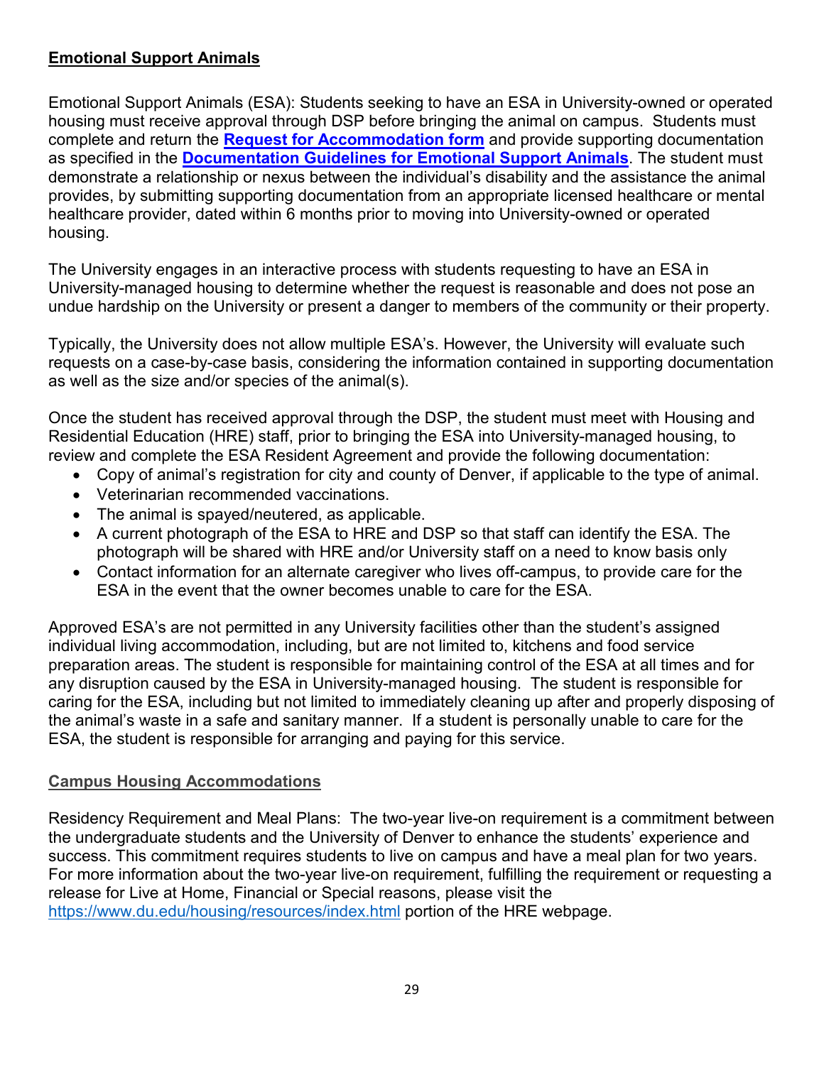## Emotional Support Animals

Emotional Support Animals (ESA): Students seeking to have an ESA in University-owned or operated housing must receive approval through DSP before bringing the animal on campus. Students must complete and return the **Request for Accommodation form** and provide supporting documentation as specified in the **Documentation Guidelines for Emotional Support Animals**. The student must demonstrate a relationship or nexus between the individual's disability and the assistance the animal provides, by submitting supporting documentation from an appropriate licensed healthcare or mental healthcare provider, dated within 6 months prior to moving into University-owned or operated housing.

The University engages in an interactive process with students requesting to have an ESA in University-managed housing to determine whether the request is reasonable and does not pose an undue hardship on the University or present a danger to members of the community or their property.

Typically, the University does not allow multiple ESA's. However, the University will evaluate such requests on a case-by-case basis, considering the information contained in supporting documentation as well as the size and/or species of the animal(s).

Once the student has received approval through the DSP, the student must meet with Housing and Residential Education (HRE) staff, prior to bringing the ESA into University-managed housing, to review and complete the ESA Resident Agreement and provide the following documentation:

- Copy of animal's registration for city and county of Denver, if applicable to the type of animal.
- Veterinarian recommended vaccinations.
- The animal is spayed/neutered, as applicable.
- A current photograph of the ESA to HRE and DSP so that staff can identify the ESA. The photograph will be shared with HRE and/or University staff on a need to know basis only
- Contact information for an alternate caregiver who lives off-campus, to provide care for the ESA in the event that the owner becomes unable to care for the ESA.

Approved ESA's are not permitted in any University facilities other than the student's assigned individual living accommodation, including, but are not limited to, kitchens and food service preparation areas. The student is responsible for maintaining control of the ESA at all times and for any disruption caused by the ESA in University-managed housing. The student is responsible for caring for the ESA, including but not limited to immediately cleaning up after and properly disposing of the animal's waste in a safe and sanitary manner. If a student is personally unable to care for the ESA, the student is responsible for arranging and paying for this service.

### Campus Housing Accommodations

Residency Requirement and Meal Plans: The two-year live-on requirement is a commitment between the undergraduate students and the University of Denver to enhance the students' experience and success. This commitment requires students to live on campus and have a meal plan for two years. For more information about the two-year live-on requirement, fulfilling the requirement or requesting a release for Live at Home, Financial or Special reasons, please visit the https://www.du.edu/housing/resources/index.html portion of the HRE webpage.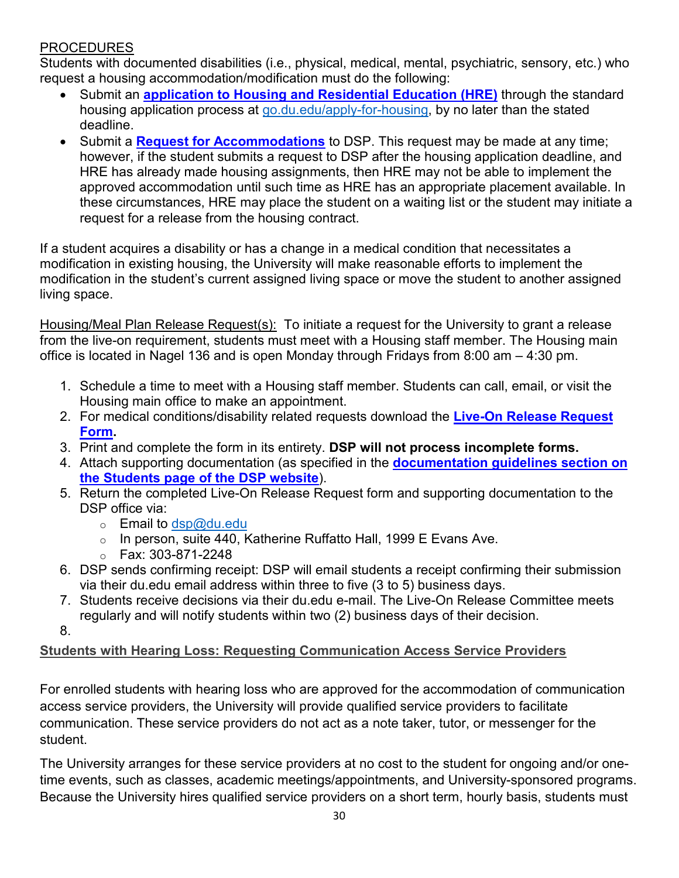PROCEDURES

Students with documented disabilities (i.e., physical, medical, mental, psychiatric, sensory, etc.) who request a housing accommodation/modification must do the following:

- Submit an **application to Housing and Residential Education (HRE)** through the standard housing application process at go.du.edu/apply-for-housing, by no later than the stated deadline.
- Submit a **Request for Accommodations** to DSP. This request may be made at any time; however, if the student submits a request to DSP after the housing application deadline, and HRE has already made housing assignments, then HRE may not be able to implement the approved accommodation until such time as HRE has an appropriate placement available. In these circumstances, HRE may place the student on a waiting list or the student may initiate a request for a release from the housing contract.

If a student acquires a disability or has a change in a medical condition that necessitates a modification in existing housing, the University will make reasonable efforts to implement the modification in the student's current assigned living space or move the student to another assigned living space.

Housing/Meal Plan Release Request(s): To initiate a request for the University to grant a release from the live-on requirement, students must meet with a Housing staff member. The Housing main office is located in Nagel 136 and is open Monday through Fridays from 8:00 am – 4:30 pm.

1. Schedule a time to meet with a Housing staff member. Students can call, email, or visit the Housing main office to make an appointment.
2. For medical conditions/disability related requests download the **Live-On Release Request Form.**
3. Print and complete the form in its entirety. **DSP will not process incomplete forms.**
4. Attach supporting documentation (as specified in the **documentation guidelines section on the Students page of the DSP website**).
5. Return the completed Live-On Release Request form and supporting documentation to the DSP office via:
   - Email to dsp@du.edu
   - In person, suite 440, Katherine Ruffatto Hall, 1999 E Evans Ave.
   - Fax: 303-871-2248
6. DSP sends confirming receipt: DSP will email students a receipt confirming their submission via their du.edu email address within three to five (3 to 5) business days.
7. Students receive decisions via their du.edu e-mail. The Live-On Release Committee meets regularly and will notify students within two (2) business days of their decision.
8. 

**Students with Hearing Loss: Requesting Communication Access Service Providers**

For enrolled students with hearing loss who are approved for the accommodation of communication access service providers, the University will provide qualified service providers to facilitate communication. These service providers do not act as a note taker, tutor, or messenger for the student.

The University arranges for these service providers at no cost to the student for ongoing and/or one-time events, such as classes, academic meetings/appointments, and University-sponsored programs. Because the University hires qualified service providers on a short term, hourly basis, students must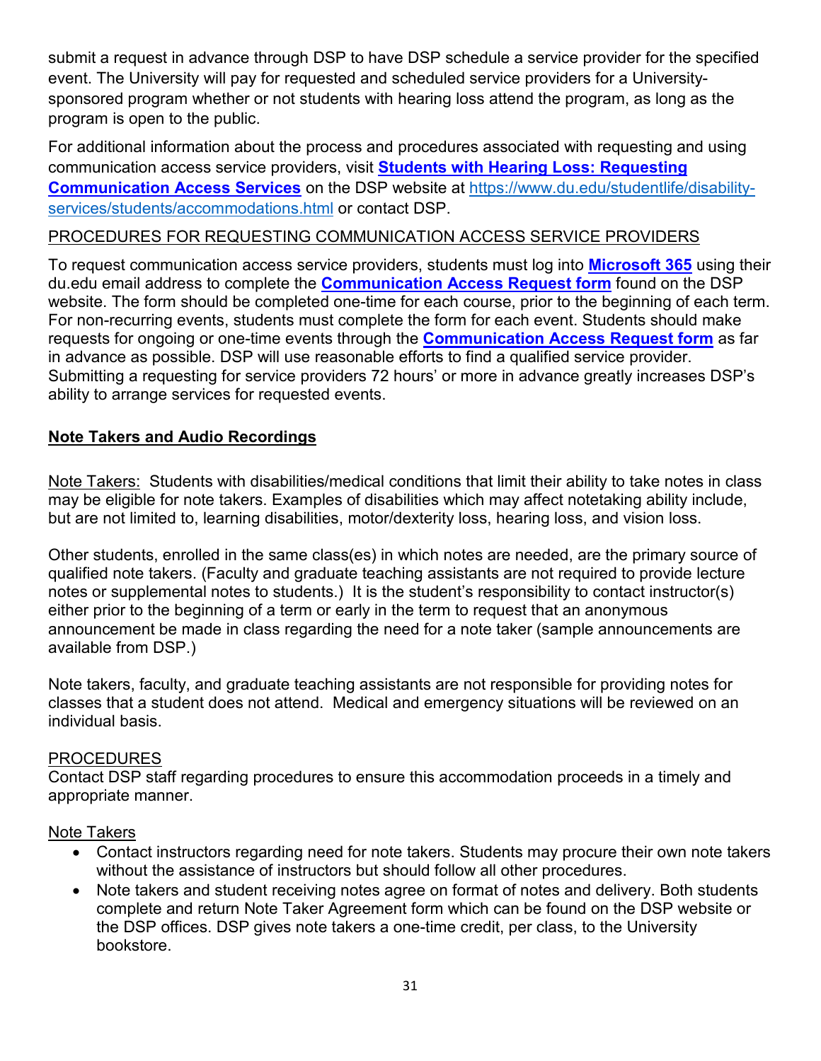submit a request in advance through DSP to have DSP schedule a service provider for the specified event. The University will pay for requested and scheduled service providers for a University-sponsored program whether or not students with hearing loss attend the program, as long as the program is open to the public.

For additional information about the process and procedures associated with requesting and using communication access service providers, visit **Students with Hearing Loss: Requesting Communication Access Services** on the DSP website at https://www.du.edu/studentlife/disability-services/students/accommodations.html or contact DSP.

PROCEDURES FOR REQUESTING COMMUNICATION ACCESS SERVICE PROVIDERS

To request communication access service providers, students must log into **Microsoft 365** using their du.edu email address to complete the **Communication Access Request form** found on the DSP website. The form should be completed one-time for each course, prior to the beginning of each term. For non-recurring events, students must complete the form for each event. Students should make requests for ongoing or one-time events through the **Communication Access Request form** as far in advance as possible. DSP will use reasonable efforts to find a qualified service provider. Submitting a requesting for service providers 72 hours' or more in advance greatly increases DSP's ability to arrange services for requested events.

## Note Takers and Audio Recordings

Note Takers: Students with disabilities/medical conditions that limit their ability to take notes in class may be eligible for note takers. Examples of disabilities which may affect notetaking ability include, but are not limited to, learning disabilities, motor/dexterity loss, hearing loss, and vision loss.

Other students, enrolled in the same class(es) in which notes are needed, are the primary source of qualified note takers. (Faculty and graduate teaching assistants are not required to provide lecture notes or supplemental notes to students.) It is the student's responsibility to contact instructor(s) either prior to the beginning of a term or early in the term to request that an anonymous announcement be made in class regarding the need for a note taker (sample announcements are available from DSP.)

Note takers, faculty, and graduate teaching assistants are not responsible for providing notes for classes that a student does not attend. Medical and emergency situations will be reviewed on an individual basis.

PROCEDURES
Contact DSP staff regarding procedures to ensure this accommodation proceeds in a timely and appropriate manner.

Note Takers

- Contact instructors regarding need for note takers. Students may procure their own note takers without the assistance of instructors but should follow all other procedures.
- Note takers and student receiving notes agree on format of notes and delivery. Both students complete and return Note Taker Agreement form which can be found on the DSP website or the DSP offices. DSP gives note takers a one-time credit, per class, to the University bookstore.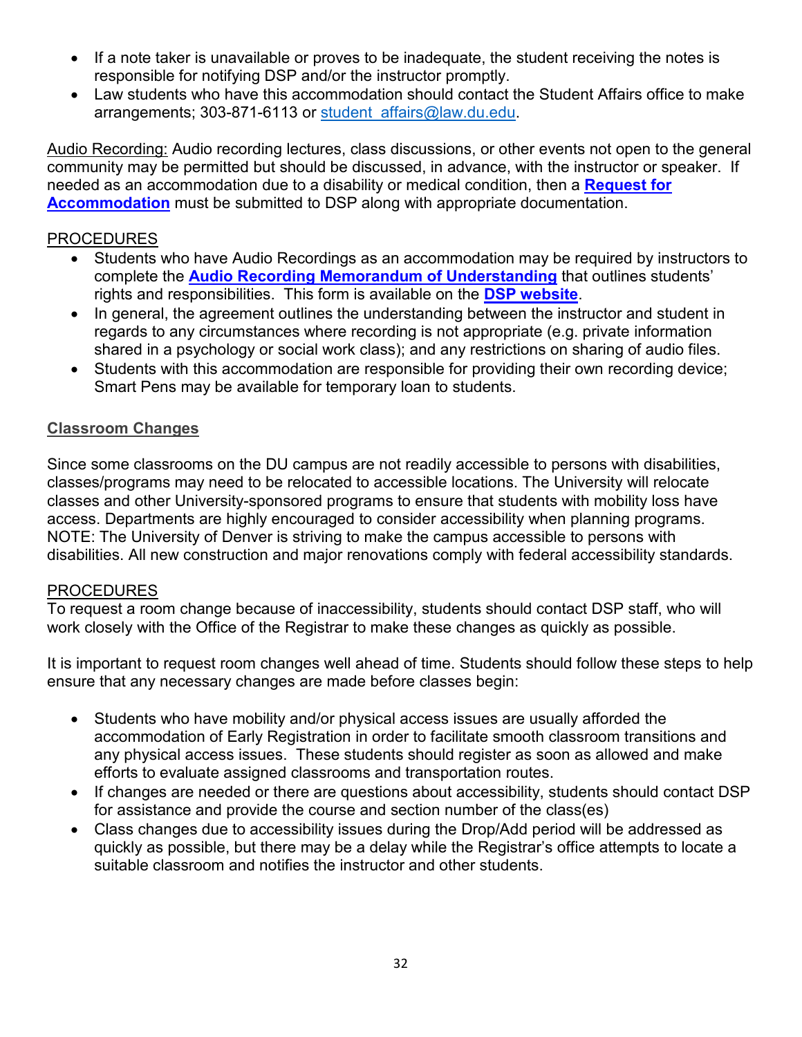- If a note taker is unavailable or proves to be inadequate, the student receiving the notes is responsible for notifying DSP and/or the instructor promptly.
- Law students who have this accommodation should contact the Student Affairs office to make arrangements; 303-871-6113 or student_affairs@law.du.edu.

Audio Recording: Audio recording lectures, class discussions, or other events not open to the general community may be permitted but should be discussed, in advance, with the instructor or speaker. If needed as an accommodation due to a disability or medical condition, then a **Request for Accommodation** must be submitted to DSP along with appropriate documentation.

PROCEDURES

- Students who have Audio Recordings as an accommodation may be required by instructors to complete the **Audio Recording Memorandum of Understanding** that outlines students' rights and responsibilities. This form is available on the **DSP website**.
- In general, the agreement outlines the understanding between the instructor and student in regards to any circumstances where recording is not appropriate (e.g. private information shared in a psychology or social work class); and any restrictions on sharing of audio files.
- Students with this accommodation are responsible for providing their own recording device; Smart Pens may be available for temporary loan to students.

## Classroom Changes

Since some classrooms on the DU campus are not readily accessible to persons with disabilities, classes/programs may need to be relocated to accessible locations. The University will relocate classes and other University-sponsored programs to ensure that students with mobility loss have access. Departments are highly encouraged to consider accessibility when planning programs. NOTE: The University of Denver is striving to make the campus accessible to persons with disabilities. All new construction and major renovations comply with federal accessibility standards.

PROCEDURES

To request a room change because of inaccessibility, students should contact DSP staff, who will work closely with the Office of the Registrar to make these changes as quickly as possible.

It is important to request room changes well ahead of time. Students should follow these steps to help ensure that any necessary changes are made before classes begin:

- Students who have mobility and/or physical access issues are usually afforded the accommodation of Early Registration in order to facilitate smooth classroom transitions and any physical access issues. These students should register as soon as allowed and make efforts to evaluate assigned classrooms and transportation routes.
- If changes are needed or there are questions about accessibility, students should contact DSP for assistance and provide the course and section number of the class(es)
- Class changes due to accessibility issues during the Drop/Add period will be addressed as quickly as possible, but there may be a delay while the Registrar's office attempts to locate a suitable classroom and notifies the instructor and other students.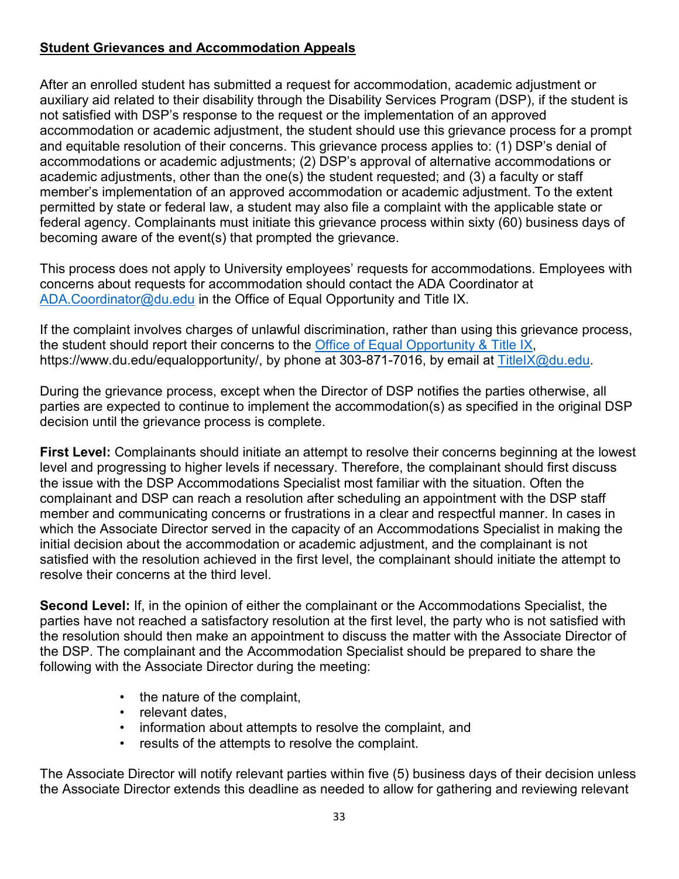**Student Grievances and Accommodation Appeals**

After an enrolled student has submitted a request for accommodation, academic adjustment or auxiliary aid related to their disability through the Disability Services Program (DSP), if the student is not satisfied with DSP's response to the request or the implementation of an approved accommodation or academic adjustment, the student should use this grievance process for a prompt and equitable resolution of their concerns. This grievance process applies to: (1) DSP's denial of accommodations or academic adjustments; (2) DSP's approval of alternative accommodations or academic adjustments, other than the one(s) the student requested; and (3) a faculty or staff member's implementation of an approved accommodation or academic adjustment. To the extent permitted by state or federal law, a student may also file a complaint with the applicable state or federal agency. Complainants must initiate this grievance process within sixty (60) business days of becoming aware of the event(s) that prompted the grievance.

This process does not apply to University employees' requests for accommodations. Employees with concerns about requests for accommodation should contact the ADA Coordinator at [ADA.Coordinator@du.edu](mailto:ADA.Coordinator@du.edu) in the Office of Equal Opportunity and Title IX.

If the complaint involves charges of unlawful discrimination, rather than using this grievance process, the student should report their concerns to the [Office of Equal Opportunity & Title IX](https://www.du.edu/equalopportunity/), https://www.du.edu/equalopportunity/, by phone at 303-871-7016, by email at [TitleIX@du.edu](mailto:TitleIX@du.edu).

During the grievance process, except when the Director of DSP notifies the parties otherwise, all parties are expected to continue to implement the accommodation(s) as specified in the original DSP decision until the grievance process is complete.

**First Level:** Complainants should initiate an attempt to resolve their concerns beginning at the lowest level and progressing to higher levels if necessary. Therefore, the complainant should first discuss the issue with the DSP Accommodations Specialist most familiar with the situation. Often the complainant and DSP can reach a resolution after scheduling an appointment with the DSP staff member and communicating concerns or frustrations in a clear and respectful manner. In cases in which the Associate Director served in the capacity of an Accommodations Specialist in making the initial decision about the accommodation or academic adjustment, and the complainant is not satisfied with the resolution achieved in the first level, the complainant should initiate the attempt to resolve their concerns at the third level.

**Second Level:** If, in the opinion of either the complainant or the Accommodations Specialist, the parties have not reached a satisfactory resolution at the first level, the party who is not satisfied with the resolution should then make an appointment to discuss the matter with the Associate Director of the DSP. The complainant and the Accommodation Specialist should be prepared to share the following with the Associate Director during the meeting:

- the nature of the complaint,
- relevant dates,
- information about attempts to resolve the complaint, and
- results of the attempts to resolve the complaint.

The Associate Director will notify relevant parties within five (5) business days of their decision unless the Associate Director extends this deadline as needed to allow for gathering and reviewing relevant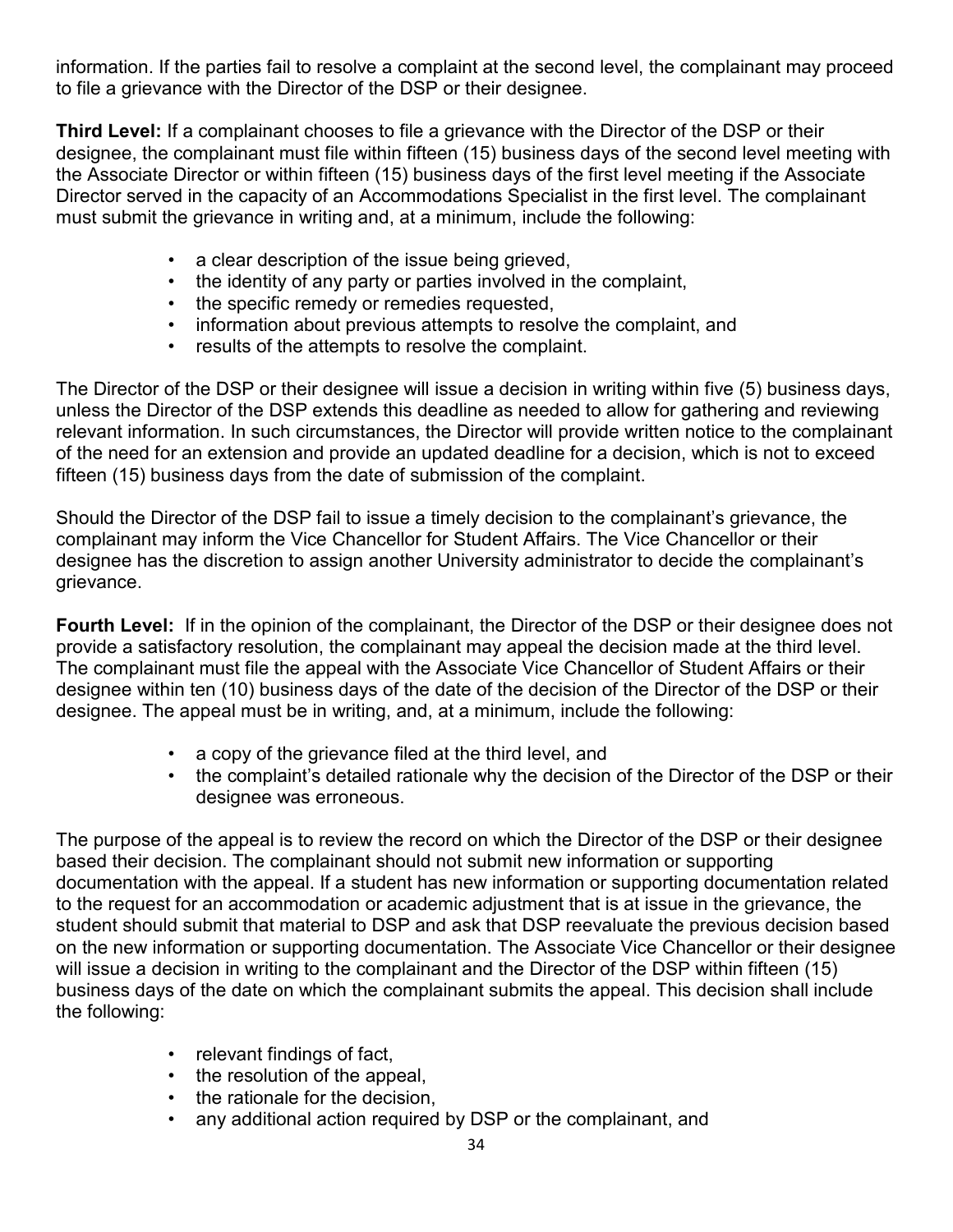information. If the parties fail to resolve a complaint at the second level, the complainant may proceed to file a grievance with the Director of the DSP or their designee.

**Third Level:** If a complainant chooses to file a grievance with the Director of the DSP or their designee, the complainant must file within fifteen (15) business days of the second level meeting with the Associate Director or within fifteen (15) business days of the first level meeting if the Associate Director served in the capacity of an Accommodations Specialist in the first level. The complainant must submit the grievance in writing and, at a minimum, include the following:

- a clear description of the issue being grieved,
- the identity of any party or parties involved in the complaint,
- the specific remedy or remedies requested,
- information about previous attempts to resolve the complaint, and
- results of the attempts to resolve the complaint.

The Director of the DSP or their designee will issue a decision in writing within five (5) business days, unless the Director of the DSP extends this deadline as needed to allow for gathering and reviewing relevant information. In such circumstances, the Director will provide written notice to the complainant of the need for an extension and provide an updated deadline for a decision, which is not to exceed fifteen (15) business days from the date of submission of the complaint.

Should the Director of the DSP fail to issue a timely decision to the complainant's grievance, the complainant may inform the Vice Chancellor for Student Affairs. The Vice Chancellor or their designee has the discretion to assign another University administrator to decide the complainant's grievance.

**Fourth Level:** If in the opinion of the complainant, the Director of the DSP or their designee does not provide a satisfactory resolution, the complainant may appeal the decision made at the third level. The complainant must file the appeal with the Associate Vice Chancellor of Student Affairs or their designee within ten (10) business days of the date of the decision of the Director of the DSP or their designee. The appeal must be in writing, and, at a minimum, include the following:

- a copy of the grievance filed at the third level, and
- the complaint's detailed rationale why the decision of the Director of the DSP or their designee was erroneous.

The purpose of the appeal is to review the record on which the Director of the DSP or their designee based their decision. The complainant should not submit new information or supporting documentation with the appeal. If a student has new information or supporting documentation related to the request for an accommodation or academic adjustment that is at issue in the grievance, the student should submit that material to DSP and ask that DSP reevaluate the previous decision based on the new information or supporting documentation. The Associate Vice Chancellor or their designee will issue a decision in writing to the complainant and the Director of the DSP within fifteen (15) business days of the date on which the complainant submits the appeal. This decision shall include the following:

- relevant findings of fact,
- the resolution of the appeal,
- the rationale for the decision,
- any additional action required by DSP or the complainant, and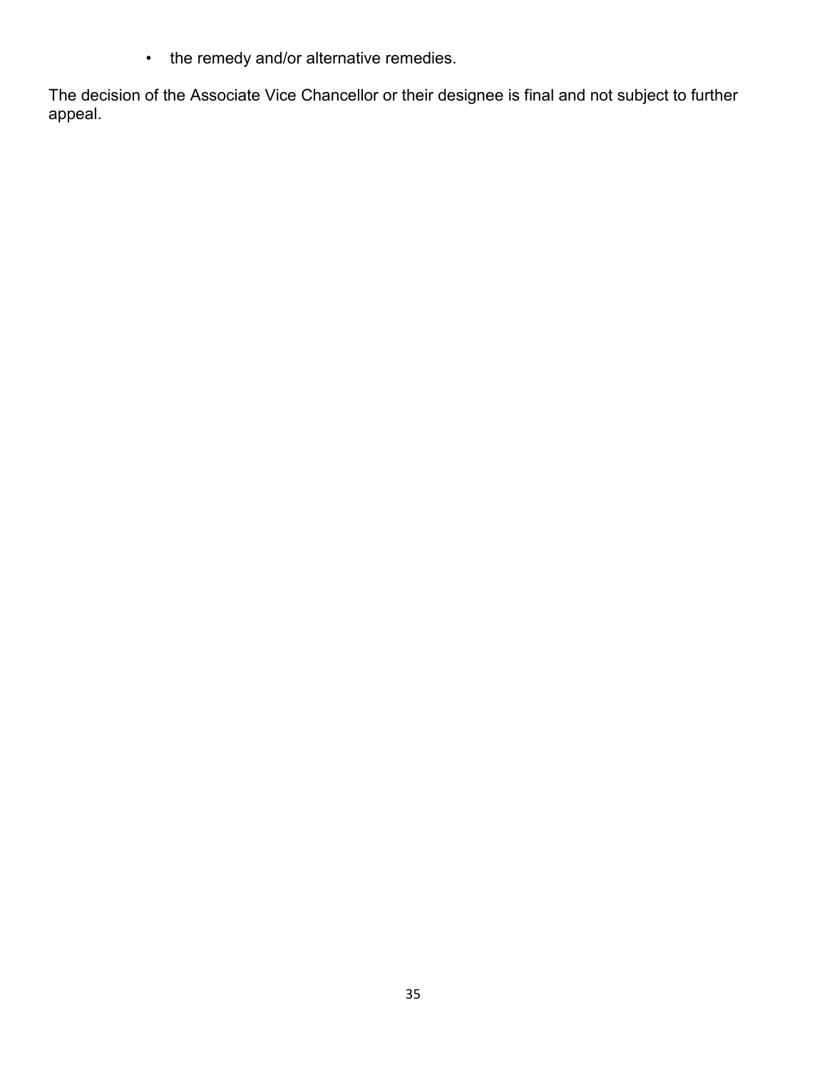- the remedy and/or alternative remedies.

The decision of the Associate Vice Chancellor or their designee is final and not subject to further appeal.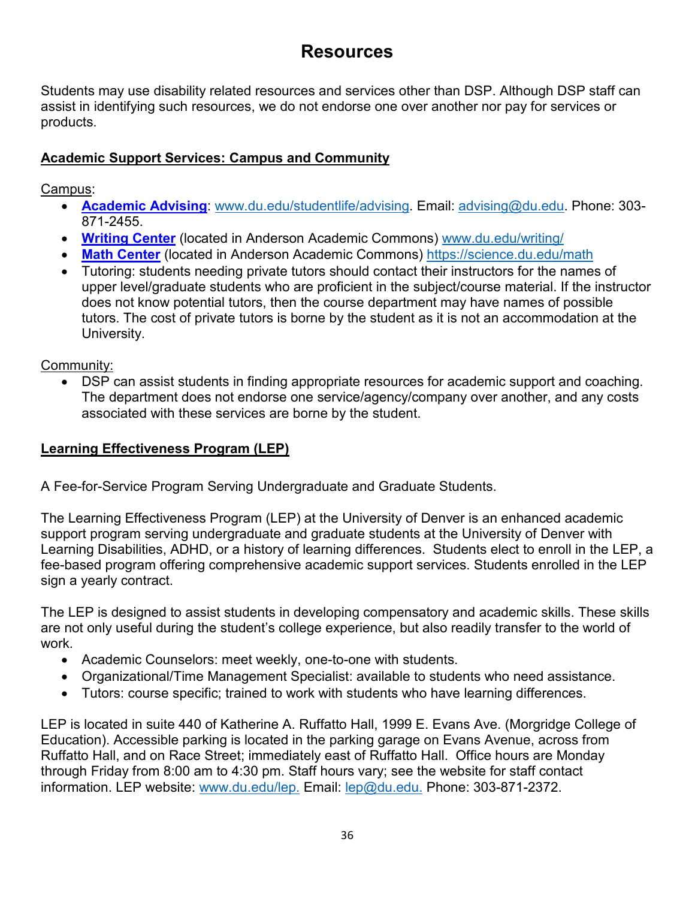# Resources

Students may use disability related resources and services other than DSP. Although DSP staff can assist in identifying such resources, we do not endorse one over another nor pay for services or products.

## Academic Support Services: Campus and Community

Campus:

- **Academic Advising**: www.du.edu/studentlife/advising. Email: advising@du.edu. Phone: 303-871-2455.
- **Writing Center** (located in Anderson Academic Commons) www.du.edu/writing/
- **Math Center** (located in Anderson Academic Commons) https://science.du.edu/math
- Tutoring: students needing private tutors should contact their instructors for the names of upper level/graduate students who are proficient in the subject/course material. If the instructor does not know potential tutors, then the course department may have names of possible tutors. The cost of private tutors is borne by the student as it is not an accommodation at the University.

Community:

- DSP can assist students in finding appropriate resources for academic support and coaching. The department does not endorse one service/agency/company over another, and any costs associated with these services are borne by the student.

## Learning Effectiveness Program (LEP)

A Fee-for-Service Program Serving Undergraduate and Graduate Students.

The Learning Effectiveness Program (LEP) at the University of Denver is an enhanced academic support program serving undergraduate and graduate students at the University of Denver with Learning Disabilities, ADHD, or a history of learning differences. Students elect to enroll in the LEP, a fee-based program offering comprehensive academic support services. Students enrolled in the LEP sign a yearly contract.

The LEP is designed to assist students in developing compensatory and academic skills. These skills are not only useful during the student's college experience, but also readily transfer to the world of work.

- Academic Counselors: meet weekly, one-to-one with students.
- Organizational/Time Management Specialist: available to students who need assistance.
- Tutors: course specific; trained to work with students who have learning differences.

LEP is located in suite 440 of Katherine A. Ruffatto Hall, 1999 E. Evans Ave. (Morgridge College of Education). Accessible parking is located in the parking garage on Evans Avenue, across from Ruffatto Hall, and on Race Street; immediately east of Ruffatto Hall. Office hours are Monday through Friday from 8:00 am to 4:30 pm. Staff hours vary; see the website for staff contact information. LEP website: www.du.edu/lep. Email: lep@du.edu. Phone: 303-871-2372.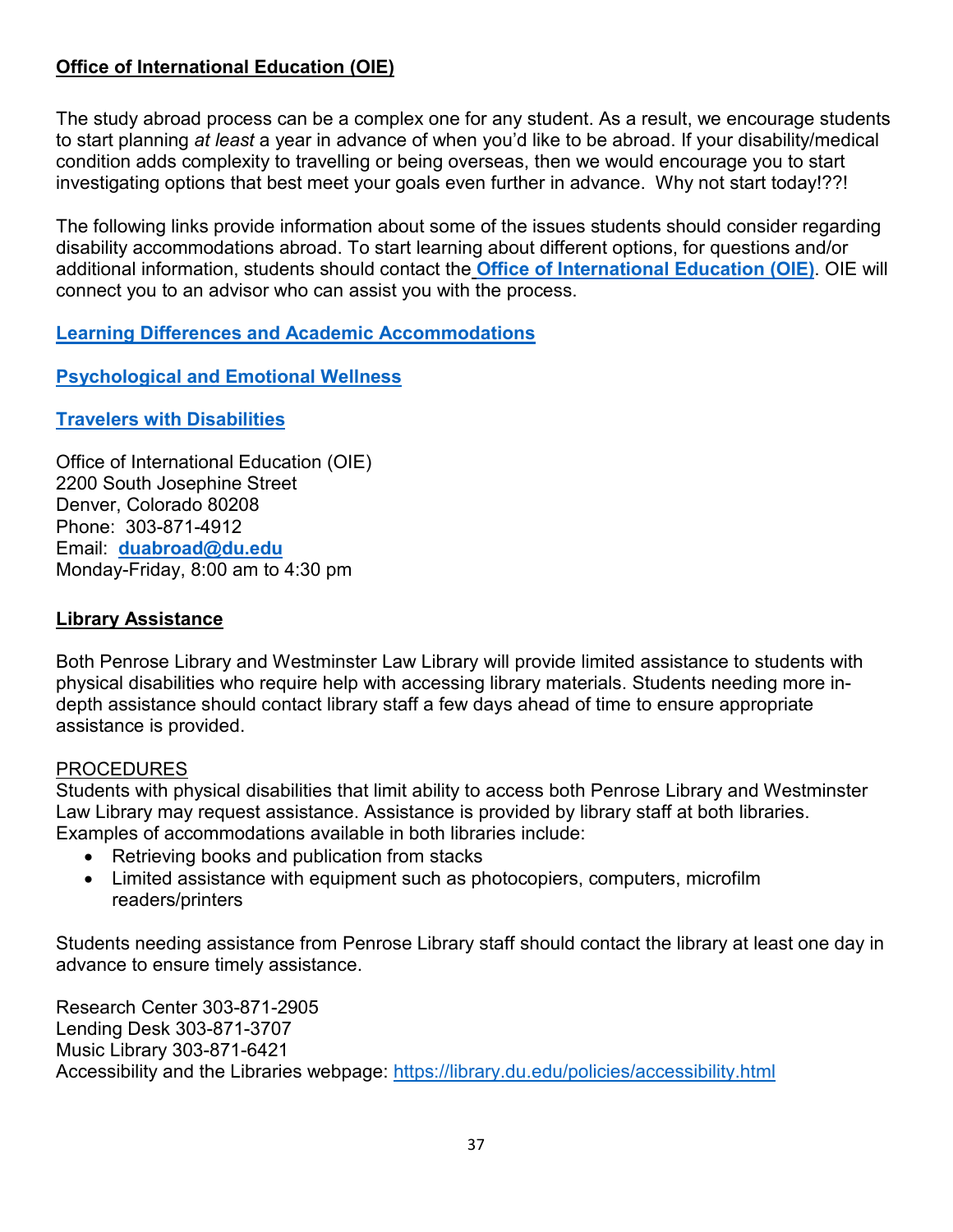## Office of International Education (OIE)

The study abroad process can be a complex one for any student. As a result, we encourage students to start planning *at least* a year in advance of when you'd like to be abroad. If your disability/medical condition adds complexity to travelling or being overseas, then we would encourage you to start investigating options that best meet your goals even further in advance. Why not start today!??!

The following links provide information about some of the issues students should consider regarding disability accommodations abroad. To start learning about different options, for questions and/or additional information, students should contact the **Office of International Education (OIE)**. OIE will connect you to an advisor who can assist you with the process.

**Learning Differences and Academic Accommodations**

**Psychological and Emotional Wellness**

**Travelers with Disabilities**

Office of International Education (OIE)
2200 South Josephine Street
Denver, Colorado 80208
Phone: 303-871-4912
Email: **duabroad@du.edu**
Monday-Friday, 8:00 am to 4:30 pm

## Library Assistance

Both Penrose Library and Westminster Law Library will provide limited assistance to students with physical disabilities who require help with accessing library materials. Students needing more in-depth assistance should contact library staff a few days ahead of time to ensure appropriate assistance is provided.

PROCEDURES

Students with physical disabilities that limit ability to access both Penrose Library and Westminster Law Library may request assistance. Assistance is provided by library staff at both libraries. Examples of accommodations available in both libraries include:

- Retrieving books and publication from stacks
- Limited assistance with equipment such as photocopiers, computers, microfilm readers/printers

Students needing assistance from Penrose Library staff should contact the library at least one day in advance to ensure timely assistance.

Research Center 303-871-2905
Lending Desk 303-871-3707
Music Library 303-871-6421
Accessibility and the Libraries webpage: https://library.du.edu/policies/accessibility.html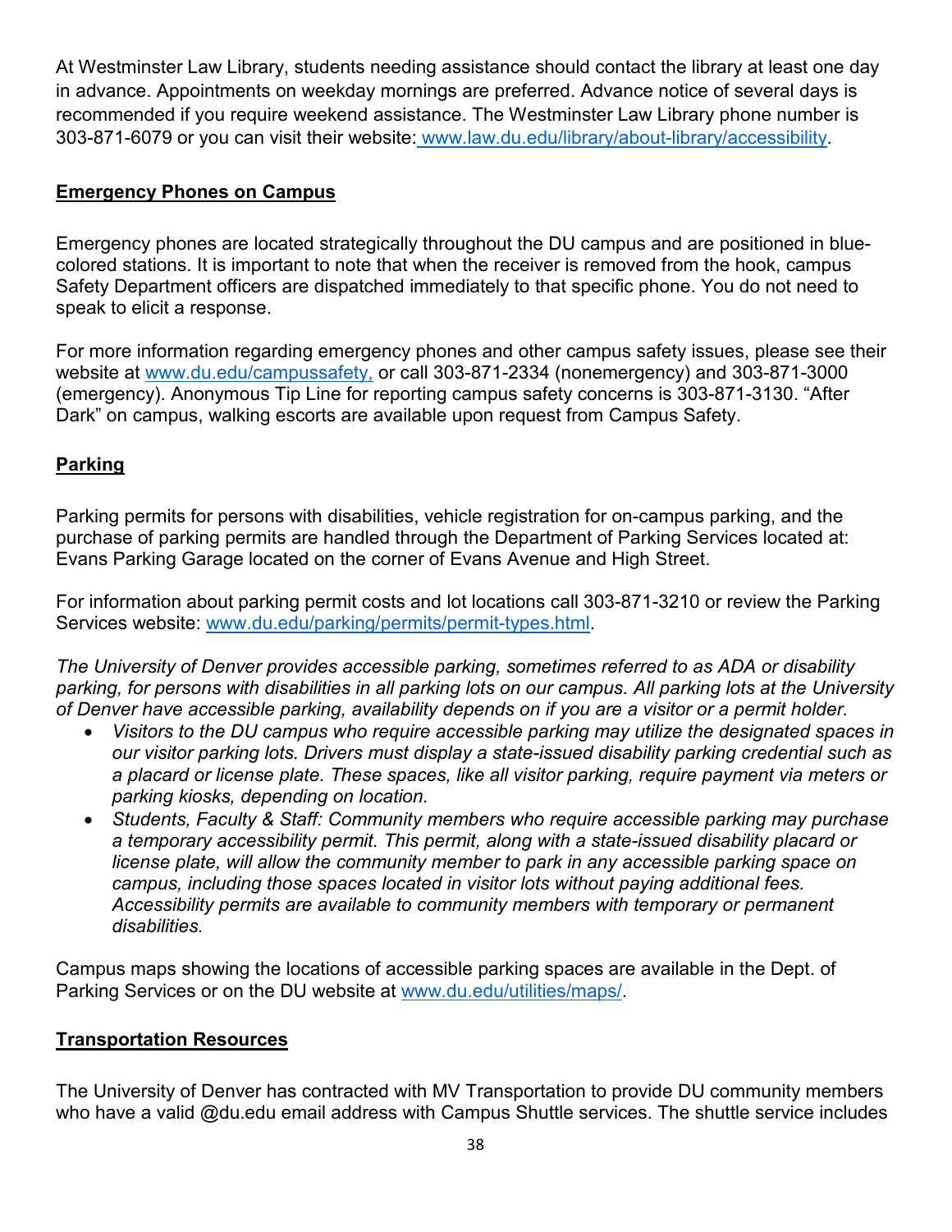At Westminster Law Library, students needing assistance should contact the library at least one day in advance. Appointments on weekday mornings are preferred. Advance notice of several days is recommended if you require weekend assistance. The Westminster Law Library phone number is 303-871-6079 or you can visit their website: [www.law.du.edu/library/about-library/accessibility](http://www.law.du.edu/library/about-library/accessibility).

## Emergency Phones on Campus

Emergency phones are located strategically throughout the DU campus and are positioned in blue-colored stations. It is important to note that when the receiver is removed from the hook, campus Safety Department officers are dispatched immediately to that specific phone. You do not need to speak to elicit a response.

For more information regarding emergency phones and other campus safety issues, please see their website at [www.du.edu/campussafety,](http://www.du.edu/campussafety) or call 303-871-2334 (nonemergency) and 303-871-3000 (emergency). Anonymous Tip Line for reporting campus safety concerns is 303-871-3130. "After Dark" on campus, walking escorts are available upon request from Campus Safety.

## Parking

Parking permits for persons with disabilities, vehicle registration for on-campus parking, and the purchase of parking permits are handled through the Department of Parking Services located at: Evans Parking Garage located on the corner of Evans Avenue and High Street.

For information about parking permit costs and lot locations call 303-871-3210 or review the Parking Services website: [www.du.edu/parking/permits/permit-types.html](http://www.du.edu/parking/permits/permit-types.html).

*The University of Denver provides accessible parking, sometimes referred to as ADA or disability parking, for persons with disabilities in all parking lots on our campus. All parking lots at the University of Denver have accessible parking, availability depends on if you are a visitor or a permit holder.*

- *Visitors to the DU campus who require accessible parking may utilize the designated spaces in our visitor parking lots. Drivers must display a state-issued disability parking credential such as a placard or license plate. These spaces, like all visitor parking, require payment via meters or parking kiosks, depending on location.*
- *Students, Faculty & Staff: Community members who require accessible parking may purchase a temporary accessibility permit. This permit, along with a state-issued disability placard or license plate, will allow the community member to park in any accessible parking space on campus, including those spaces located in visitor lots without paying additional fees. Accessibility permits are available to community members with temporary or permanent disabilities.*

Campus maps showing the locations of accessible parking spaces are available in the Dept. of Parking Services or on the DU website at [www.du.edu/utilities/maps/](http://www.du.edu/utilities/maps/).

## Transportation Resources

The University of Denver has contracted with MV Transportation to provide DU community members who have a valid @du.edu email address with Campus Shuttle services. The shuttle service includes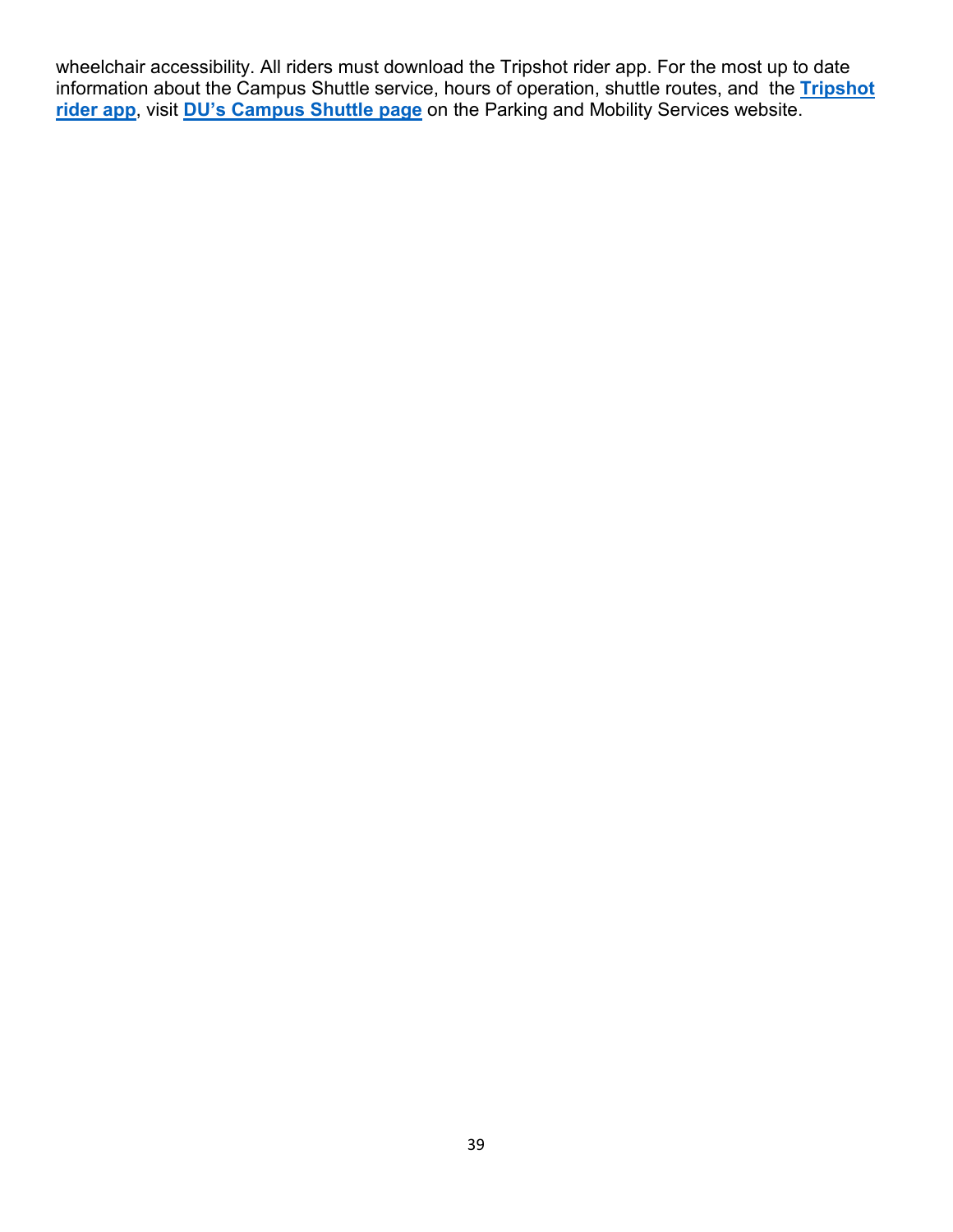wheelchair accessibility. All riders must download the Tripshot rider app. For the most up to date information about the Campus Shuttle service, hours of operation, shuttle routes, and the **Tripshot rider app**, visit **DU's Campus Shuttle page** on the Parking and Mobility Services website.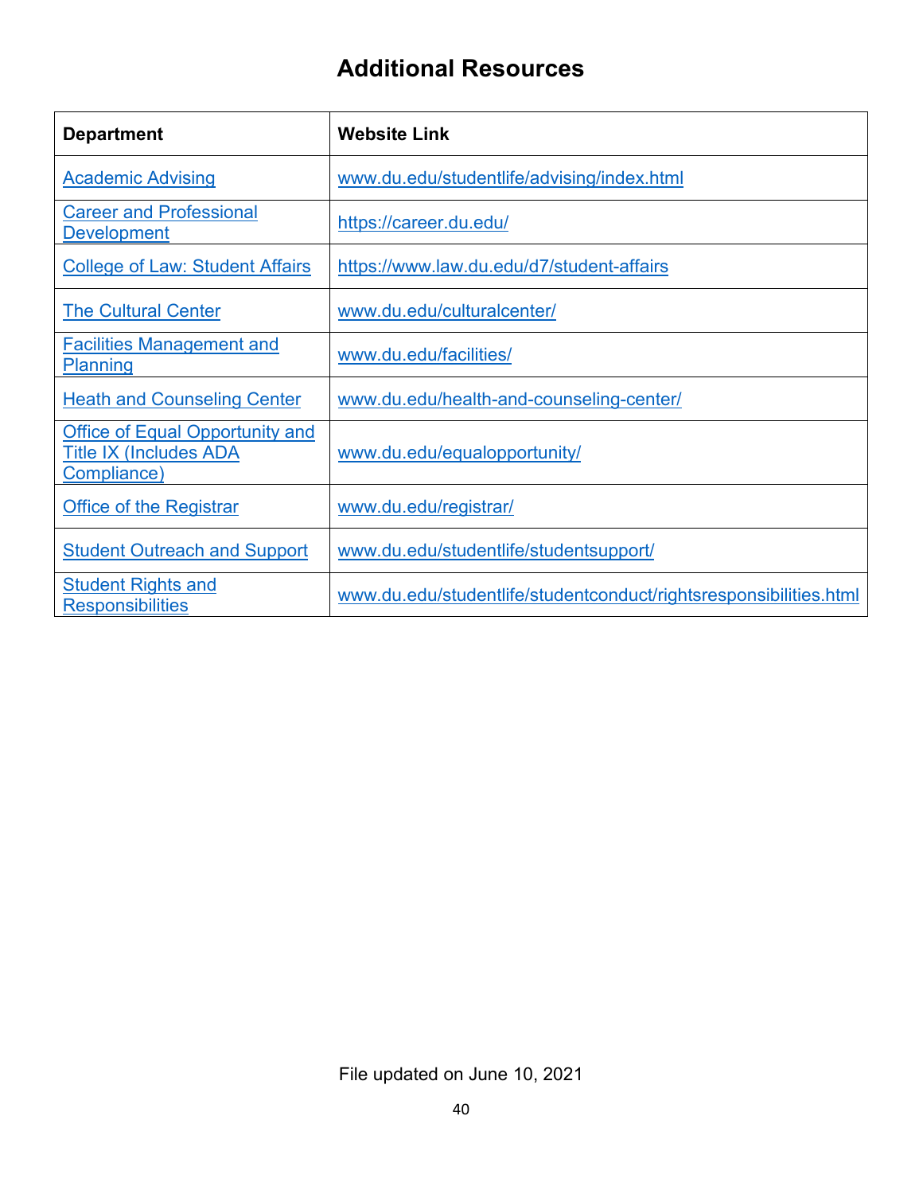# Additional Resources

| Department | Website Link |
| --- | --- |
| Academic Advising | www.du.edu/studentlife/advising/index.html |
| Career and Professional Development | https://career.du.edu/ |
| College of Law: Student Affairs | https://www.law.du.edu/d7/student-affairs |
| The Cultural Center | www.du.edu/culturalcenter/ |
| Facilities Management and Planning | www.du.edu/facilities/ |
| Heath and Counseling Center | www.du.edu/health-and-counseling-center/ |
| Office of Equal Opportunity and Title IX (Includes ADA Compliance) | www.du.edu/equalopportunity/ |
| Office of the Registrar | www.du.edu/registrar/ |
| Student Outreach and Support | www.du.edu/studentlife/studentsupport/ |
| Student Rights and Responsibilities | www.du.edu/studentlife/studentconduct/rightsresponsibilities.html |

File updated on June 10, 2021